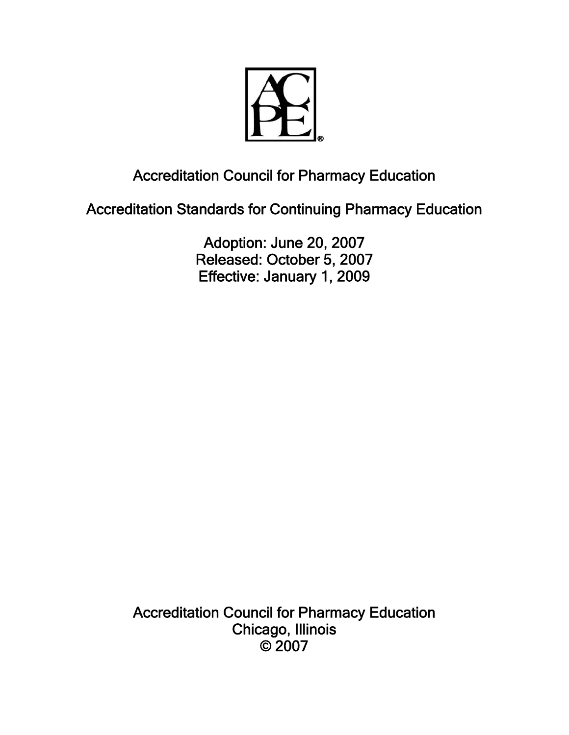# Accreditation Council for Pharmacy Education

## Accreditation Standards for Continuing Pharmacy Education

Adoption: June 20, 2007
Released: October 5, 2007
Effective: January 1, 2009

Accreditation Council for Pharmacy Education
Chicago, Illinois
© 2007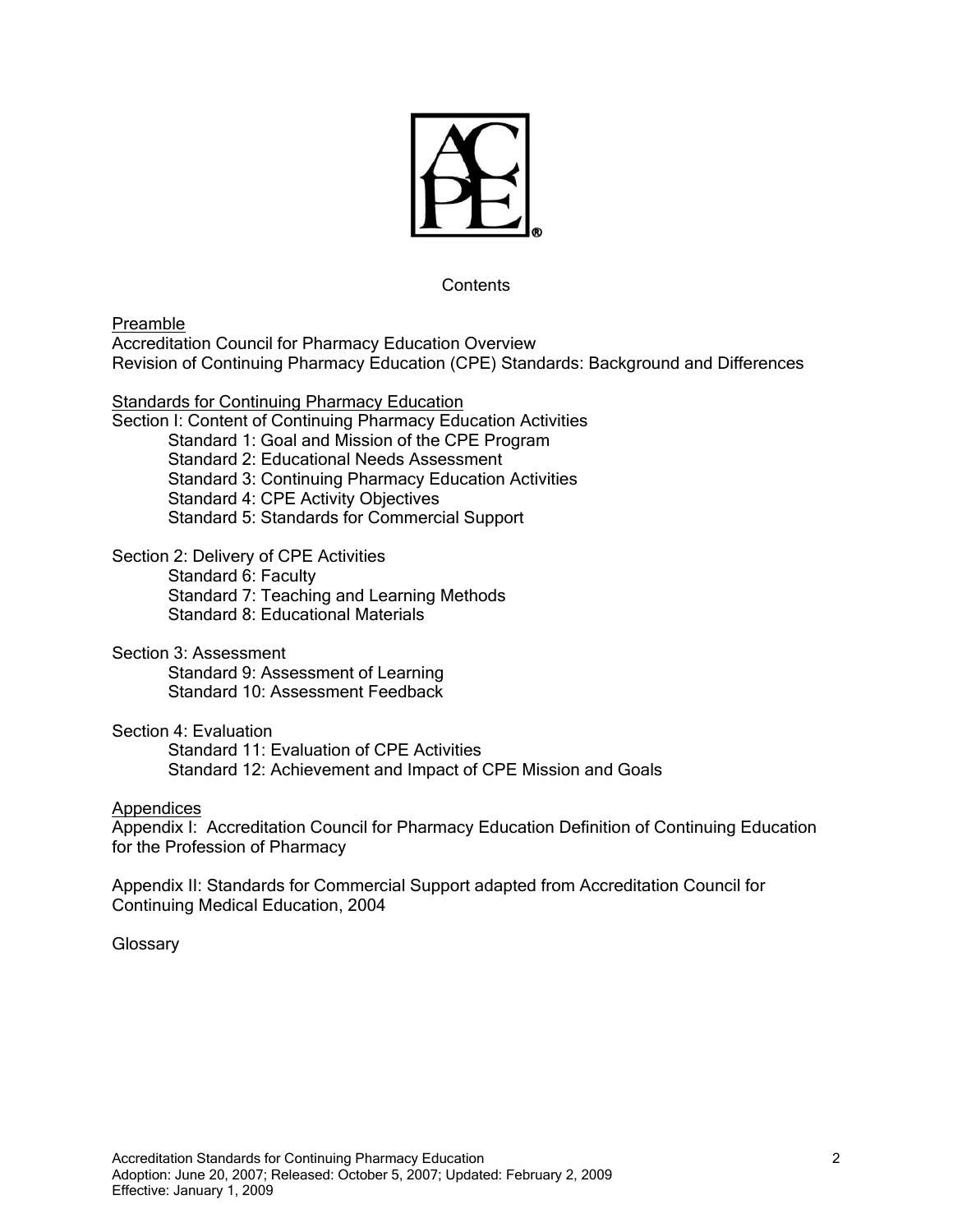# Contents

<u>Preamble</u>

Accreditation Council for Pharmacy Education Overview

Revision of Continuing Pharmacy Education (CPE) Standards: Background and Differences

<u>Standards for Continuing Pharmacy Education</u>

Section I: Content of Continuing Pharmacy Education Activities

- Standard 1: Goal and Mission of the CPE Program
- Standard 2: Educational Needs Assessment
- Standard 3: Continuing Pharmacy Education Activities
- Standard 4: CPE Activity Objectives
- Standard 5: Standards for Commercial Support

Section 2: Delivery of CPE Activities

- Standard 6: Faculty
- Standard 7: Teaching and Learning Methods
- Standard 8: Educational Materials

Section 3: Assessment

- Standard 9: Assessment of Learning
- Standard 10: Assessment Feedback

Section 4: Evaluation

- Standard 11: Evaluation of CPE Activities
- Standard 12: Achievement and Impact of CPE Mission and Goals

<u>Appendices</u>

Appendix I: Accreditation Council for Pharmacy Education Definition of Continuing Education for the Profession of Pharmacy

Appendix II: Standards for Commercial Support adapted from Accreditation Council for Continuing Medical Education, 2004

Glossary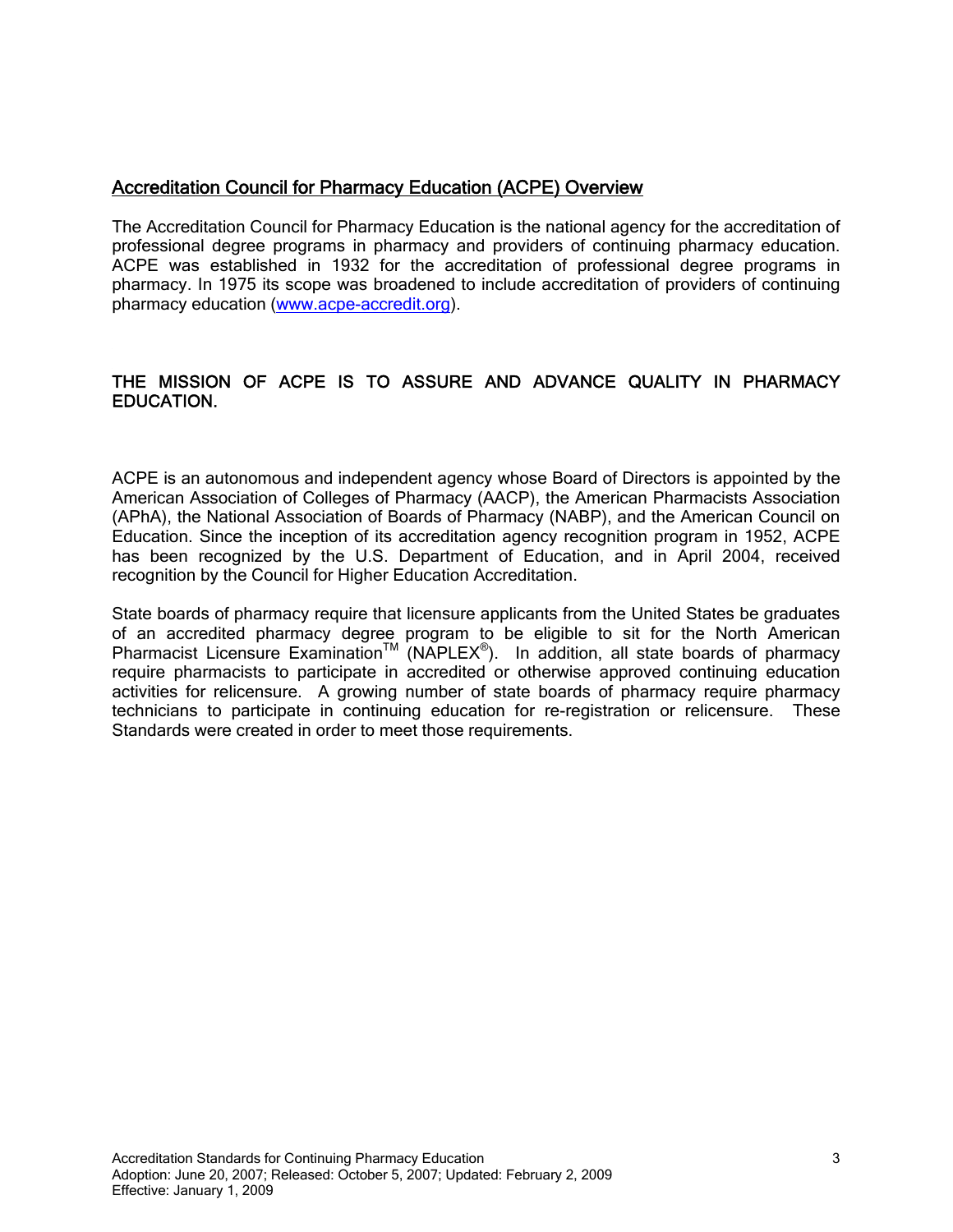## Accreditation Council for Pharmacy Education (ACPE) Overview

The Accreditation Council for Pharmacy Education is the national agency for the accreditation of professional degree programs in pharmacy and providers of continuing pharmacy education. ACPE was established in 1932 for the accreditation of professional degree programs in pharmacy. In 1975 its scope was broadened to include accreditation of providers of continuing pharmacy education (www.acpe-accredit.org).

**THE MISSION OF ACPE IS TO ASSURE AND ADVANCE QUALITY IN PHARMACY EDUCATION.**

ACPE is an autonomous and independent agency whose Board of Directors is appointed by the American Association of Colleges of Pharmacy (AACP), the American Pharmacists Association (APhA), the National Association of Boards of Pharmacy (NABP), and the American Council on Education. Since the inception of its accreditation agency recognition program in 1952, ACPE has been recognized by the U.S. Department of Education, and in April 2004, received recognition by the Council for Higher Education Accreditation.

State boards of pharmacy require that licensure applicants from the United States be graduates of an accredited pharmacy degree program to be eligible to sit for the North American Pharmacist Licensure Examination™ (NAPLEX®). In addition, all state boards of pharmacy require pharmacists to participate in accredited or otherwise approved continuing education activities for relicensure. A growing number of state boards of pharmacy require pharmacy technicians to participate in continuing education for re-registration or relicensure. These Standards were created in order to meet those requirements.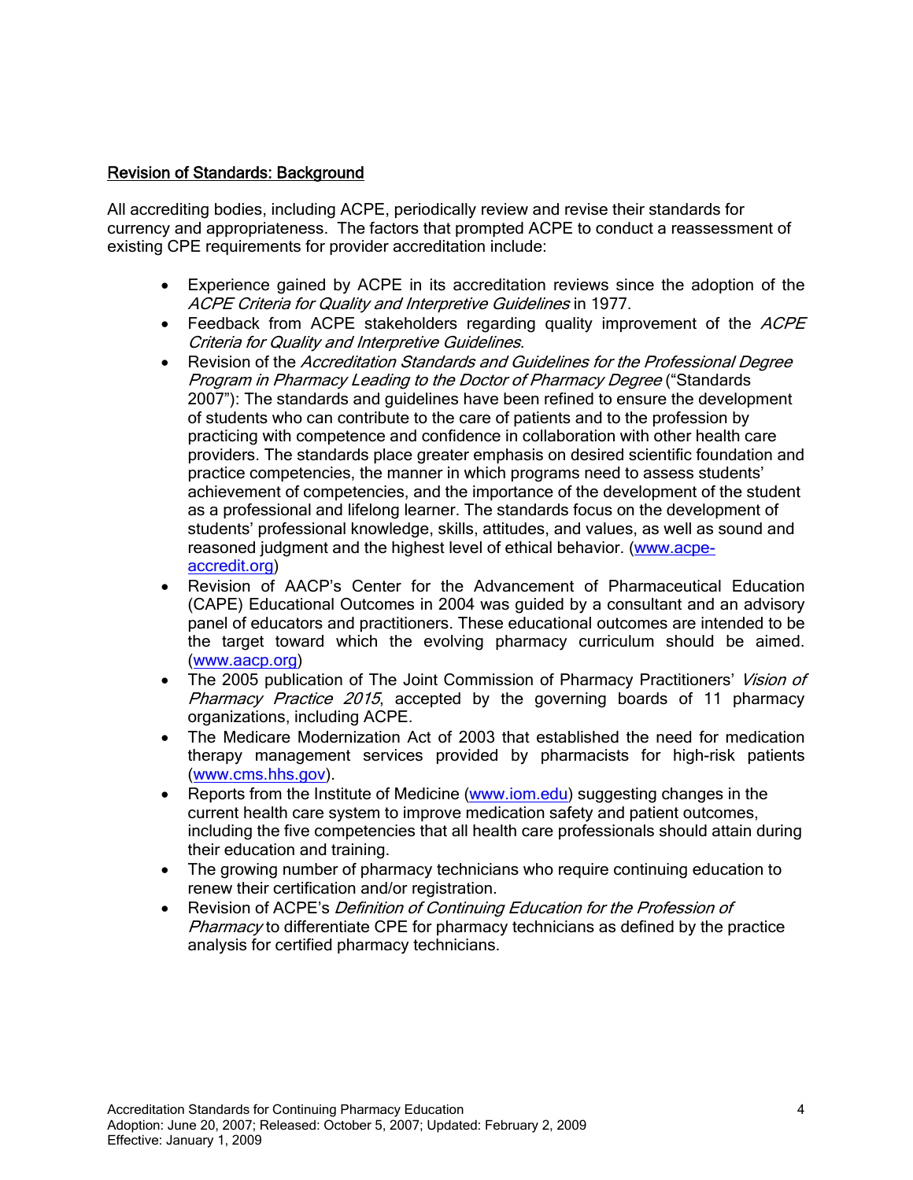## Revision of Standards: Background

All accrediting bodies, including ACPE, periodically review and revise their standards for currency and appropriateness. The factors that prompted ACPE to conduct a reassessment of existing CPE requirements for provider accreditation include:

- Experience gained by ACPE in its accreditation reviews since the adoption of the *ACPE Criteria for Quality and Interpretive Guidelines* in 1977.
- Feedback from ACPE stakeholders regarding quality improvement of the *ACPE Criteria for Quality and Interpretive Guidelines*.
- Revision of the *Accreditation Standards and Guidelines for the Professional Degree Program in Pharmacy Leading to the Doctor of Pharmacy Degree* ("Standards 2007"): The standards and guidelines have been refined to ensure the development of students who can contribute to the care of patients and to the profession by practicing with competence and confidence in collaboration with other health care providers. The standards place greater emphasis on desired scientific foundation and practice competencies, the manner in which programs need to assess students' achievement of competencies, and the importance of the development of the student as a professional and lifelong learner. The standards focus on the development of students' professional knowledge, skills, attitudes, and values, as well as sound and reasoned judgment and the highest level of ethical behavior. (www.acpe-accredit.org)
- Revision of AACP's Center for the Advancement of Pharmaceutical Education (CAPE) Educational Outcomes in 2004 was guided by a consultant and an advisory panel of educators and practitioners. These educational outcomes are intended to be the target toward which the evolving pharmacy curriculum should be aimed. (www.aacp.org)
- The 2005 publication of The Joint Commission of Pharmacy Practitioners' *Vision of Pharmacy Practice 2015*, accepted by the governing boards of 11 pharmacy organizations, including ACPE.
- The Medicare Modernization Act of 2003 that established the need for medication therapy management services provided by pharmacists for high-risk patients (www.cms.hhs.gov).
- Reports from the Institute of Medicine (www.iom.edu) suggesting changes in the current health care system to improve medication safety and patient outcomes, including the five competencies that all health care professionals should attain during their education and training.
- The growing number of pharmacy technicians who require continuing education to renew their certification and/or registration.
- Revision of ACPE's *Definition of Continuing Education for the Profession of Pharmacy* to differentiate CPE for pharmacy technicians as defined by the practice analysis for certified pharmacy technicians.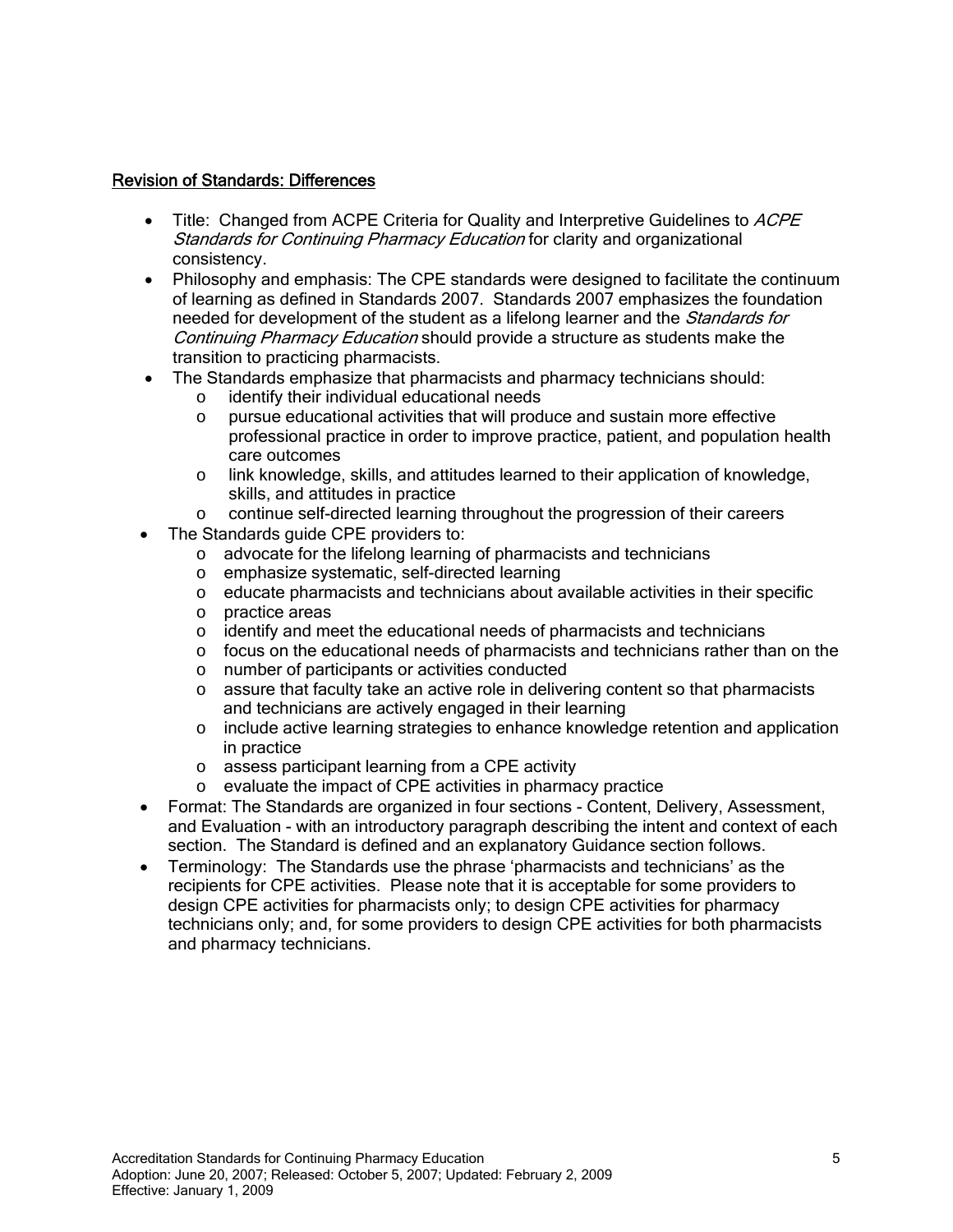## Revision of Standards: Differences

- Title: Changed from ACPE Criteria for Quality and Interpretive Guidelines to *ACPE Standards for Continuing Pharmacy Education* for clarity and organizational consistency.
- Philosophy and emphasis: The CPE standards were designed to facilitate the continuum of learning as defined in Standards 2007. Standards 2007 emphasizes the foundation needed for development of the student as a lifelong learner and the *Standards for Continuing Pharmacy Education* should provide a structure as students make the transition to practicing pharmacists.
- The Standards emphasize that pharmacists and pharmacy technicians should:
  - identify their individual educational needs
  - pursue educational activities that will produce and sustain more effective professional practice in order to improve practice, patient, and population health care outcomes
  - link knowledge, skills, and attitudes learned to their application of knowledge, skills, and attitudes in practice
  - continue self-directed learning throughout the progression of their careers
- The Standards guide CPE providers to:
  - advocate for the lifelong learning of pharmacists and technicians
  - emphasize systematic, self-directed learning
  - educate pharmacists and technicians about available activities in their specific
  - practice areas
  - identify and meet the educational needs of pharmacists and technicians
  - focus on the educational needs of pharmacists and technicians rather than on the
  - number of participants or activities conducted
  - assure that faculty take an active role in delivering content so that pharmacists and technicians are actively engaged in their learning
  - include active learning strategies to enhance knowledge retention and application in practice
  - assess participant learning from a CPE activity
  - evaluate the impact of CPE activities in pharmacy practice
- Format: The Standards are organized in four sections - Content, Delivery, Assessment, and Evaluation - with an introductory paragraph describing the intent and context of each section. The Standard is defined and an explanatory Guidance section follows.
- Terminology: The Standards use the phrase 'pharmacists and technicians' as the recipients for CPE activities. Please note that it is acceptable for some providers to design CPE activities for pharmacists only; to design CPE activities for pharmacy technicians only; and, for some providers to design CPE activities for both pharmacists and pharmacy technicians.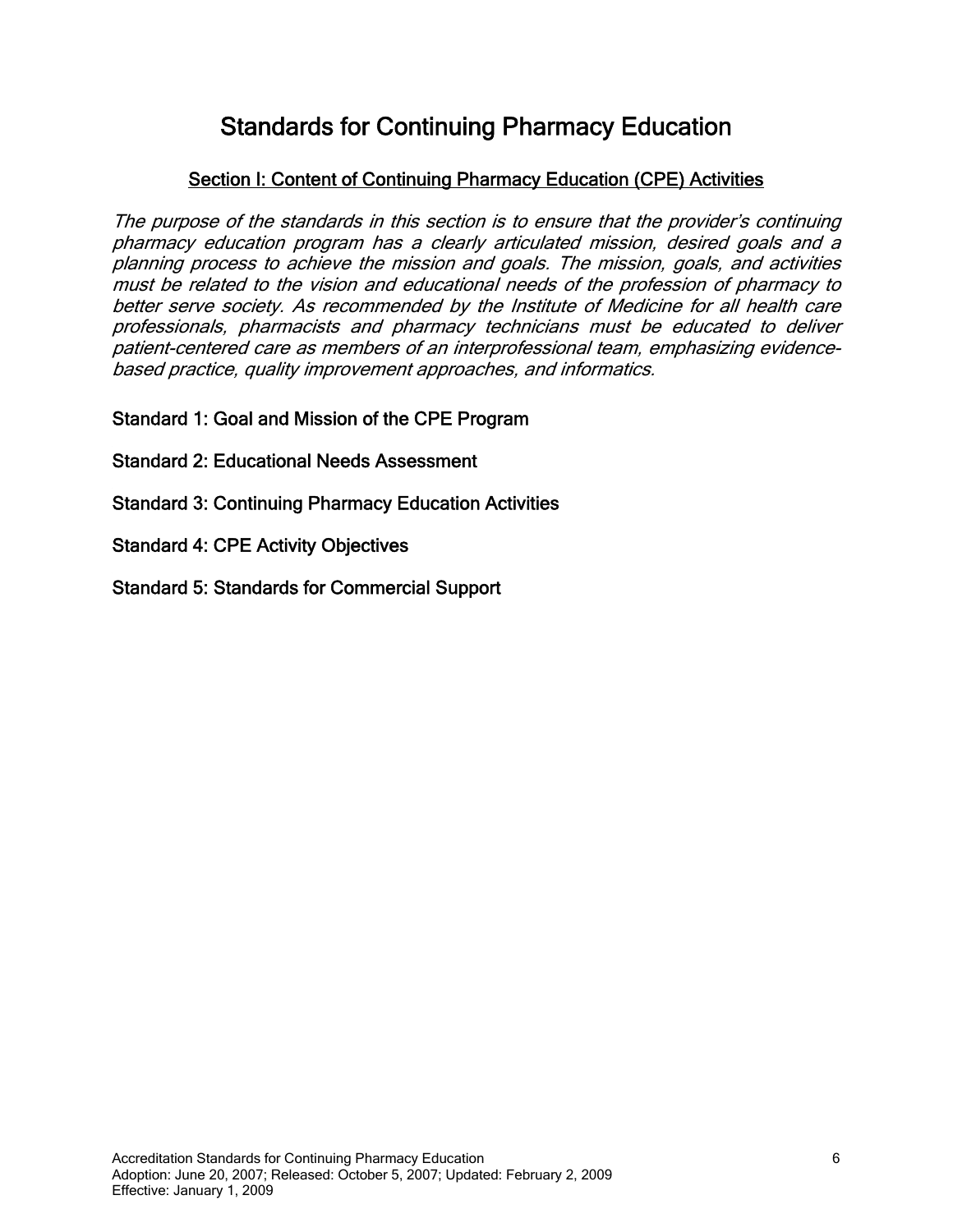# Standards for Continuing Pharmacy Education

## Section I: Content of Continuing Pharmacy Education (CPE) Activities

*The purpose of the standards in this section is to ensure that the provider's continuing pharmacy education program has a clearly articulated mission, desired goals and a planning process to achieve the mission and goals. The mission, goals, and activities must be related to the vision and educational needs of the profession of pharmacy to better serve society. As recommended by the Institute of Medicine for all health care professionals, pharmacists and pharmacy technicians must be educated to deliver patient-centered care as members of an interprofessional team, emphasizing evidence-based practice, quality improvement approaches, and informatics.*

### Standard 1: Goal and Mission of the CPE Program

### Standard 2: Educational Needs Assessment

### Standard 3: Continuing Pharmacy Education Activities

### Standard 4: CPE Activity Objectives

### Standard 5: Standards for Commercial Support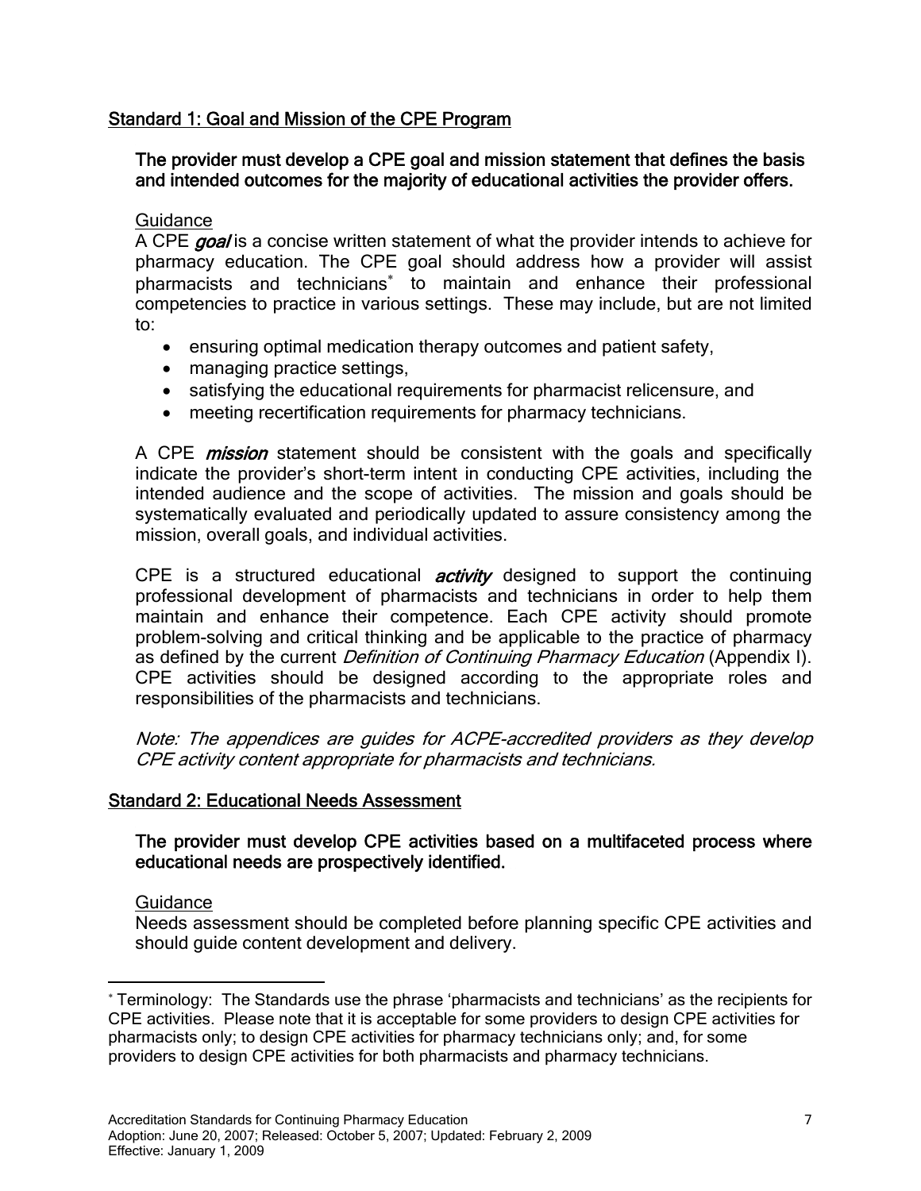## Standard 1: Goal and Mission of the CPE Program

**The provider must develop a CPE goal and mission statement that defines the basis and intended outcomes for the majority of educational activities the provider offers.**

Guidance

A CPE ***goal*** is a concise written statement of what the provider intends to achieve for pharmacy education. The CPE goal should address how a provider will assist pharmacists and technicians* to maintain and enhance their professional competencies to practice in various settings. These may include, but are not limited to:

- ensuring optimal medication therapy outcomes and patient safety,
- managing practice settings,
- satisfying the educational requirements for pharmacist relicensure, and
- meeting recertification requirements for pharmacy technicians.

A CPE ***mission*** statement should be consistent with the goals and specifically indicate the provider's short-term intent in conducting CPE activities, including the intended audience and the scope of activities. The mission and goals should be systematically evaluated and periodically updated to assure consistency among the mission, overall goals, and individual activities.

CPE is a structured educational ***activity*** designed to support the continuing professional development of pharmacists and technicians in order to help them maintain and enhance their competence. Each CPE activity should promote problem-solving and critical thinking and be applicable to the practice of pharmacy as defined by the current *Definition of Continuing Pharmacy Education* (Appendix I). CPE activities should be designed according to the appropriate roles and responsibilities of the pharmacists and technicians.

*Note: The appendices are guides for ACPE-accredited providers as they develop CPE activity content appropriate for pharmacists and technicians.*

## Standard 2: Educational Needs Assessment

**The provider must develop CPE activities based on a multifaceted process where educational needs are prospectively identified.**

Guidance

Needs assessment should be completed before planning specific CPE activities and should guide content development and delivery.

---

* Terminology: The Standards use the phrase 'pharmacists and technicians' as the recipients for CPE activities. Please note that it is acceptable for some providers to design CPE activities for pharmacists only; to design CPE activities for pharmacy technicians only; and, for some providers to design CPE activities for both pharmacists and pharmacy technicians.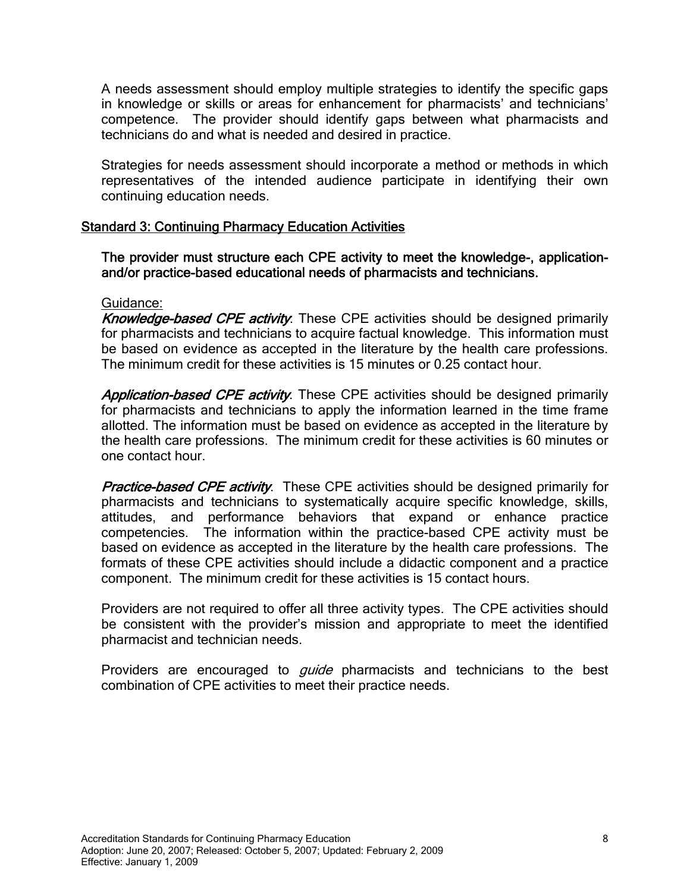A needs assessment should employ multiple strategies to identify the specific gaps in knowledge or skills or areas for enhancement for pharmacists' and technicians' competence. The provider should identify gaps between what pharmacists and technicians do and what is needed and desired in practice.

Strategies for needs assessment should incorporate a method or methods in which representatives of the intended audience participate in identifying their own continuing education needs.

## Standard 3: Continuing Pharmacy Education Activities

**The provider must structure each CPE activity to meet the knowledge-, application- and/or practice-based educational needs of pharmacists and technicians.**

Guidance:

***Knowledge-based CPE activity***: These CPE activities should be designed primarily for pharmacists and technicians to acquire factual knowledge. This information must be based on evidence as accepted in the literature by the health care professions. The minimum credit for these activities is 15 minutes or 0.25 contact hour.

***Application-based CPE activity***: These CPE activities should be designed primarily for pharmacists and technicians to apply the information learned in the time frame allotted. The information must be based on evidence as accepted in the literature by the health care professions. The minimum credit for these activities is 60 minutes or one contact hour.

***Practice-based CPE activity***: These CPE activities should be designed primarily for pharmacists and technicians to systematically acquire specific knowledge, skills, attitudes, and performance behaviors that expand or enhance practice competencies. The information within the practice-based CPE activity must be based on evidence as accepted in the literature by the health care professions. The formats of these CPE activities should include a didactic component and a practice component. The minimum credit for these activities is 15 contact hours.

Providers are not required to offer all three activity types. The CPE activities should be consistent with the provider's mission and appropriate to meet the identified pharmacist and technician needs.

Providers are encouraged to *guide* pharmacists and technicians to the best combination of CPE activities to meet their practice needs.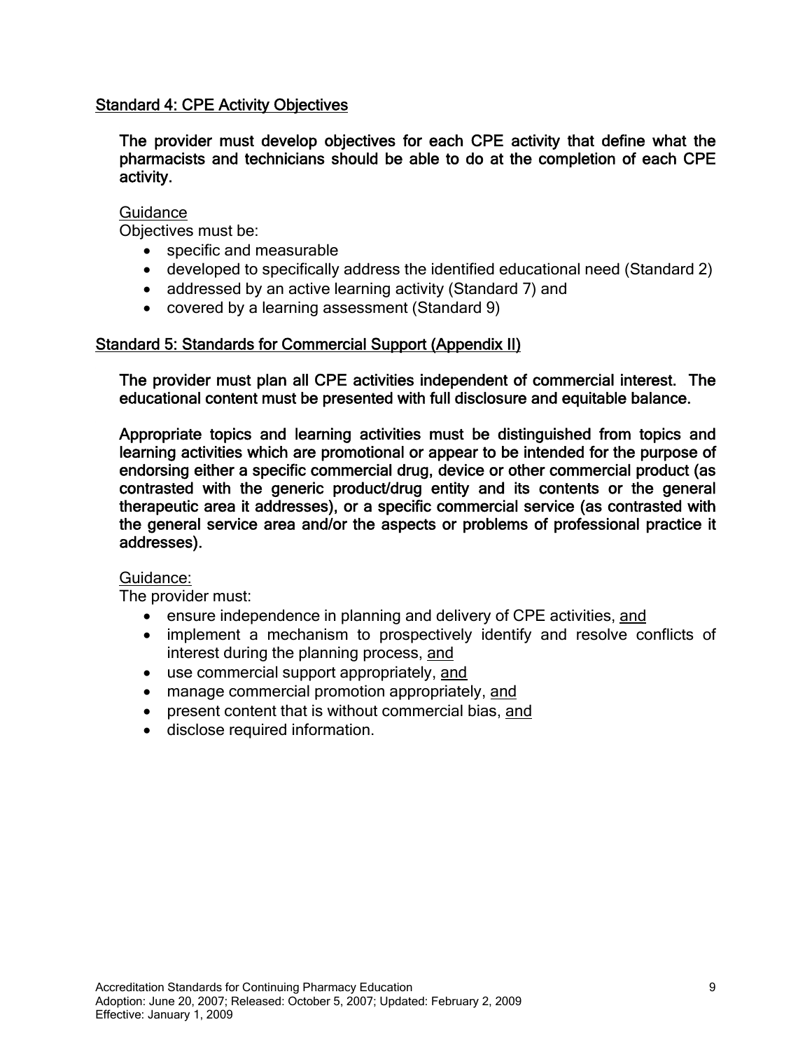## Standard 4: CPE Activity Objectives

**The provider must develop objectives for each CPE activity that define what the pharmacists and technicians should be able to do at the completion of each CPE activity.**

Guidance

Objectives must be:

- specific and measurable
- developed to specifically address the identified educational need (Standard 2)
- addressed by an active learning activity (Standard 7) and
- covered by a learning assessment (Standard 9)

## Standard 5: Standards for Commercial Support (Appendix II)

**The provider must plan all CPE activities independent of commercial interest. The educational content must be presented with full disclosure and equitable balance.**

**Appropriate topics and learning activities must be distinguished from topics and learning activities which are promotional or appear to be intended for the purpose of endorsing either a specific commercial drug, device or other commercial product (as contrasted with the generic product/drug entity and its contents or the general therapeutic area it addresses), or a specific commercial service (as contrasted with the general service area and/or the aspects or problems of professional practice it addresses).**

Guidance:

The provider must:

- ensure independence in planning and delivery of CPE activities, and
- implement a mechanism to prospectively identify and resolve conflicts of interest during the planning process, and
- use commercial support appropriately, and
- manage commercial promotion appropriately, and
- present content that is without commercial bias, and
- disclose required information.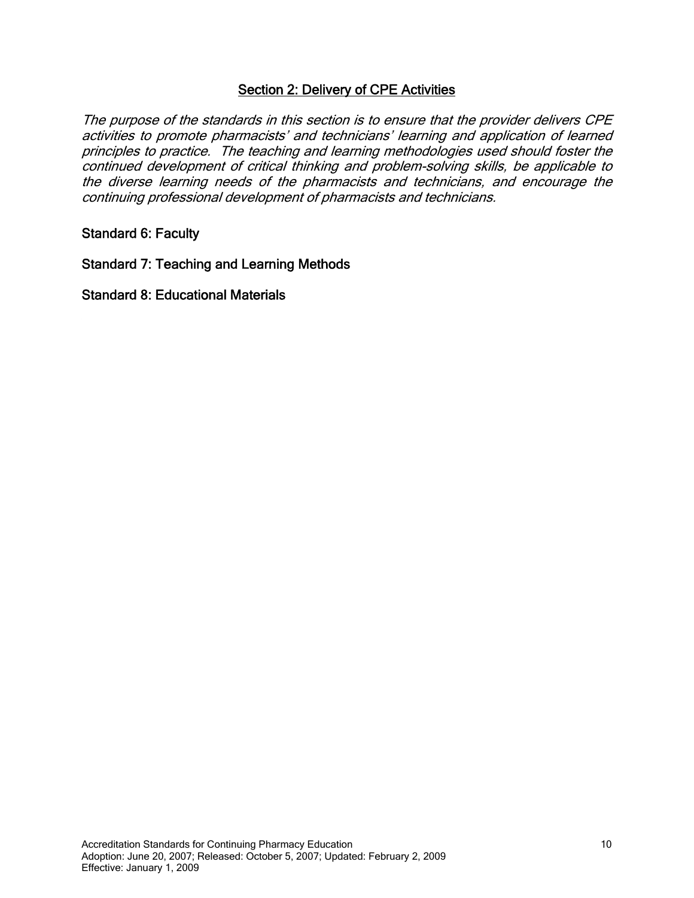## Section 2: Delivery of CPE Activities

*The purpose of the standards in this section is to ensure that the provider delivers CPE activities to promote pharmacists' and technicians' learning and application of learned principles to practice. The teaching and learning methodologies used should foster the continued development of critical thinking and problem-solving skills, be applicable to the diverse learning needs of the pharmacists and technicians, and encourage the continuing professional development of pharmacists and technicians.*

### Standard 6: Faculty

### Standard 7: Teaching and Learning Methods

### Standard 8: Educational Materials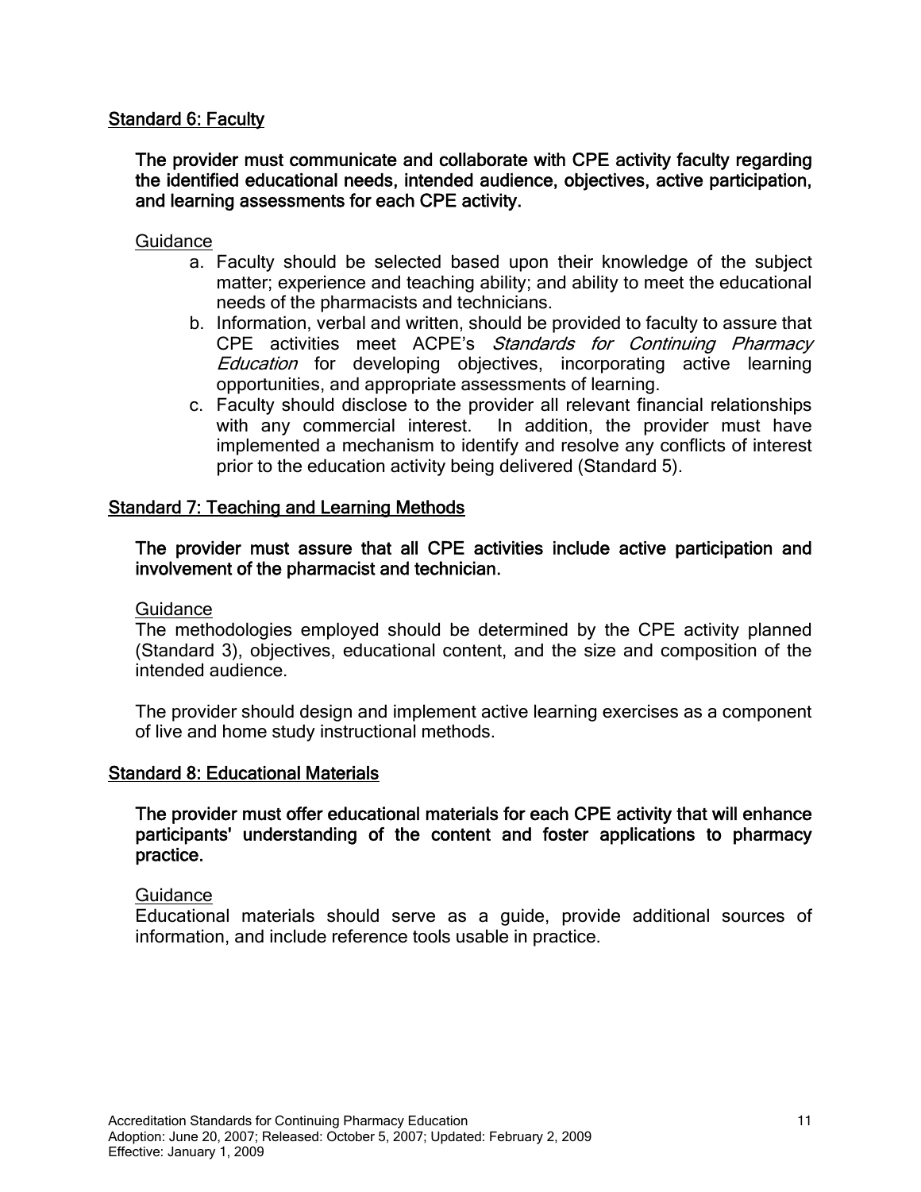## Standard 6: Faculty

**The provider must communicate and collaborate with CPE activity faculty regarding the identified educational needs, intended audience, objectives, active participation, and learning assessments for each CPE activity.**

Guidance

a. Faculty should be selected based upon their knowledge of the subject matter; experience and teaching ability; and ability to meet the educational needs of the pharmacists and technicians.
b. Information, verbal and written, should be provided to faculty to assure that CPE activities meet ACPE's *Standards for Continuing Pharmacy Education* for developing objectives, incorporating active learning opportunities, and appropriate assessments of learning.
c. Faculty should disclose to the provider all relevant financial relationships with any commercial interest. In addition, the provider must have implemented a mechanism to identify and resolve any conflicts of interest prior to the education activity being delivered (Standard 5).

## Standard 7: Teaching and Learning Methods

**The provider must assure that all CPE activities include active participation and involvement of the pharmacist and technician.**

Guidance

The methodologies employed should be determined by the CPE activity planned (Standard 3), objectives, educational content, and the size and composition of the intended audience.

The provider should design and implement active learning exercises as a component of live and home study instructional methods.

## Standard 8: Educational Materials

**The provider must offer educational materials for each CPE activity that will enhance participants' understanding of the content and foster applications to pharmacy practice.**

Guidance

Educational materials should serve as a guide, provide additional sources of information, and include reference tools usable in practice.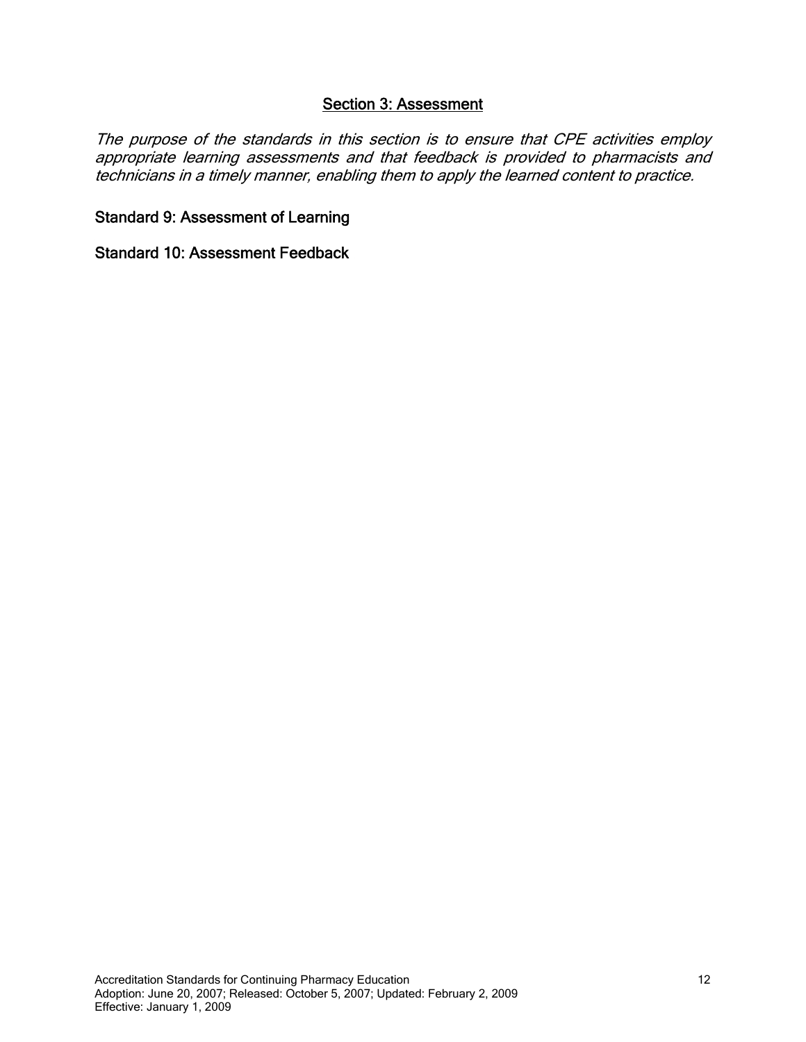## Section 3: Assessment

*The purpose of the standards in this section is to ensure that CPE activities employ appropriate learning assessments and that feedback is provided to pharmacists and technicians in a timely manner, enabling them to apply the learned content to practice.*

### Standard 9: Assessment of Learning

### Standard 10: Assessment Feedback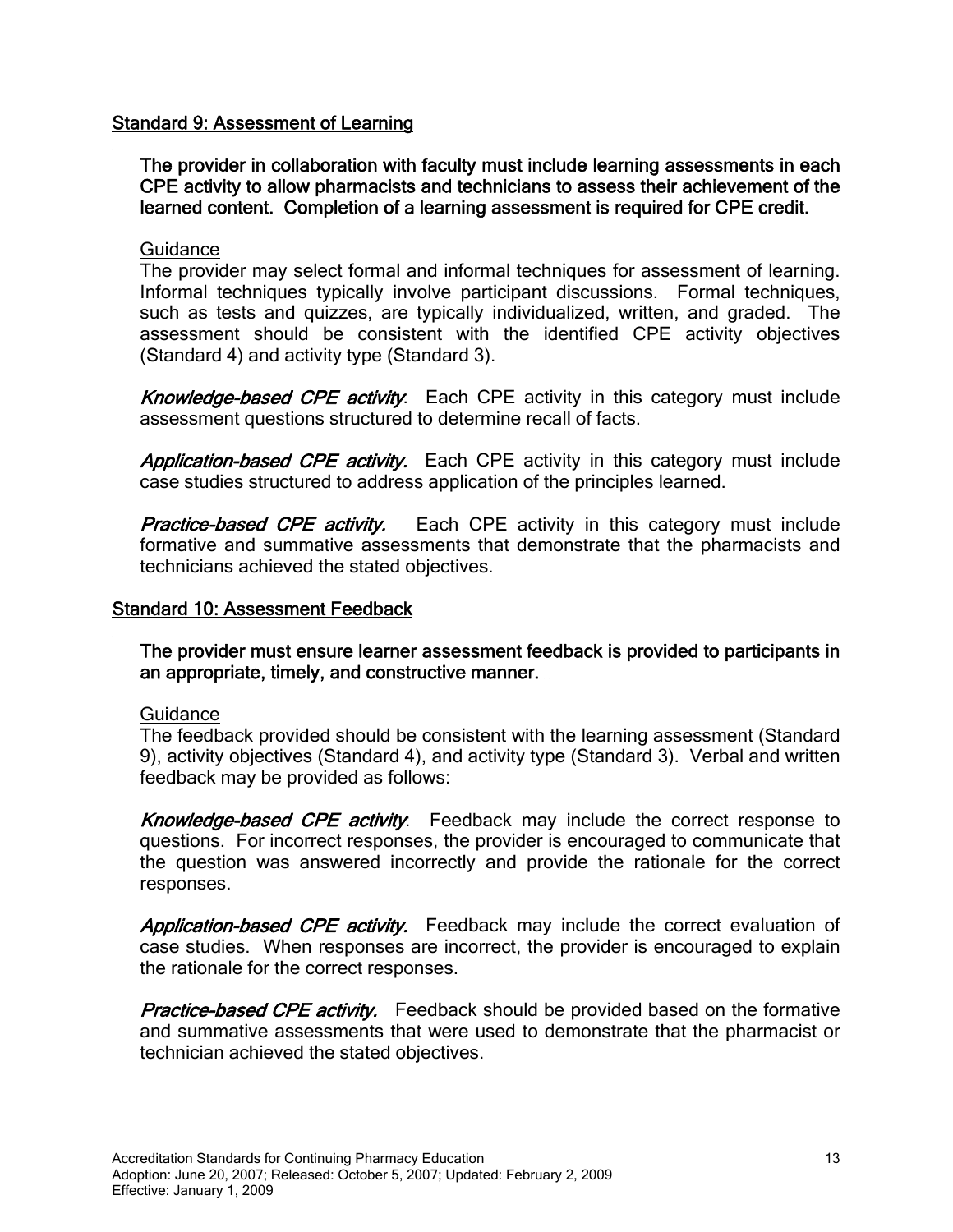## Standard 9: Assessment of Learning

**The provider in collaboration with faculty must include learning assessments in each CPE activity to allow pharmacists and technicians to assess their achievement of the learned content. Completion of a learning assessment is required for CPE credit.**

Guidance

The provider may select formal and informal techniques for assessment of learning. Informal techniques typically involve participant discussions. Formal techniques, such as tests and quizzes, are typically individualized, written, and graded. The assessment should be consistent with the identified CPE activity objectives (Standard 4) and activity type (Standard 3).

***Knowledge-based CPE activity*:** Each CPE activity in this category must include assessment questions structured to determine recall of facts.

***Application-based CPE activity.*** Each CPE activity in this category must include case studies structured to address application of the principles learned.

***Practice-based CPE activity.*** Each CPE activity in this category must include formative and summative assessments that demonstrate that the pharmacists and technicians achieved the stated objectives.

## Standard 10: Assessment Feedback

**The provider must ensure learner assessment feedback is provided to participants in an appropriate, timely, and constructive manner.**

Guidance

The feedback provided should be consistent with the learning assessment (Standard 9), activity objectives (Standard 4), and activity type (Standard 3). Verbal and written feedback may be provided as follows:

***Knowledge-based CPE activity*:** Feedback may include the correct response to questions. For incorrect responses, the provider is encouraged to communicate that the question was answered incorrectly and provide the rationale for the correct responses.

***Application-based CPE activity.*** Feedback may include the correct evaluation of case studies. When responses are incorrect, the provider is encouraged to explain the rationale for the correct responses.

***Practice-based CPE activity.*** Feedback should be provided based on the formative and summative assessments that were used to demonstrate that the pharmacist or technician achieved the stated objectives.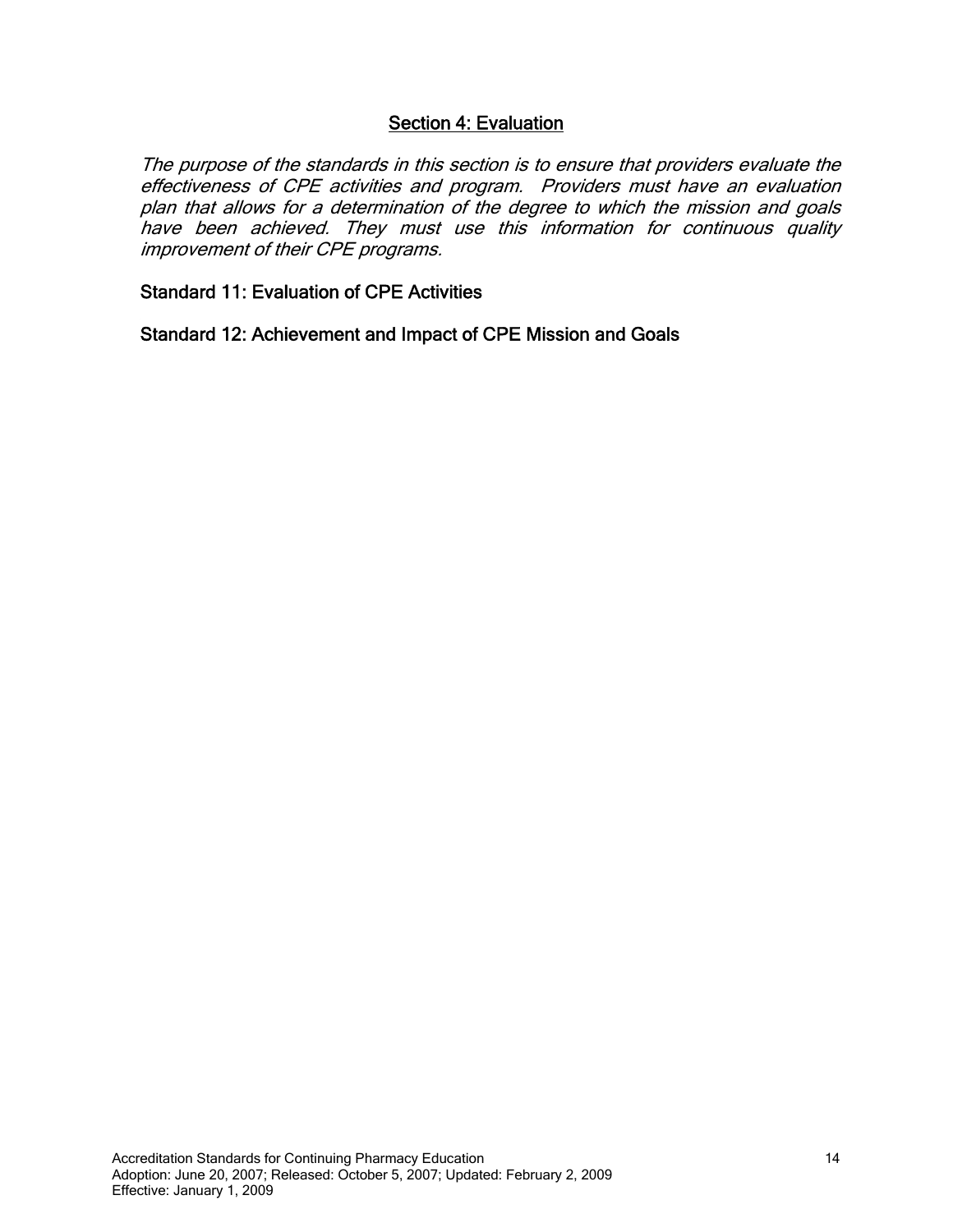## Section 4: Evaluation

*The purpose of the standards in this section is to ensure that providers evaluate the effectiveness of CPE activities and program. Providers must have an evaluation plan that allows for a determination of the degree to which the mission and goals have been achieved. They must use this information for continuous quality improvement of their CPE programs.*

### Standard 11: Evaluation of CPE Activities

### Standard 12: Achievement and Impact of CPE Mission and Goals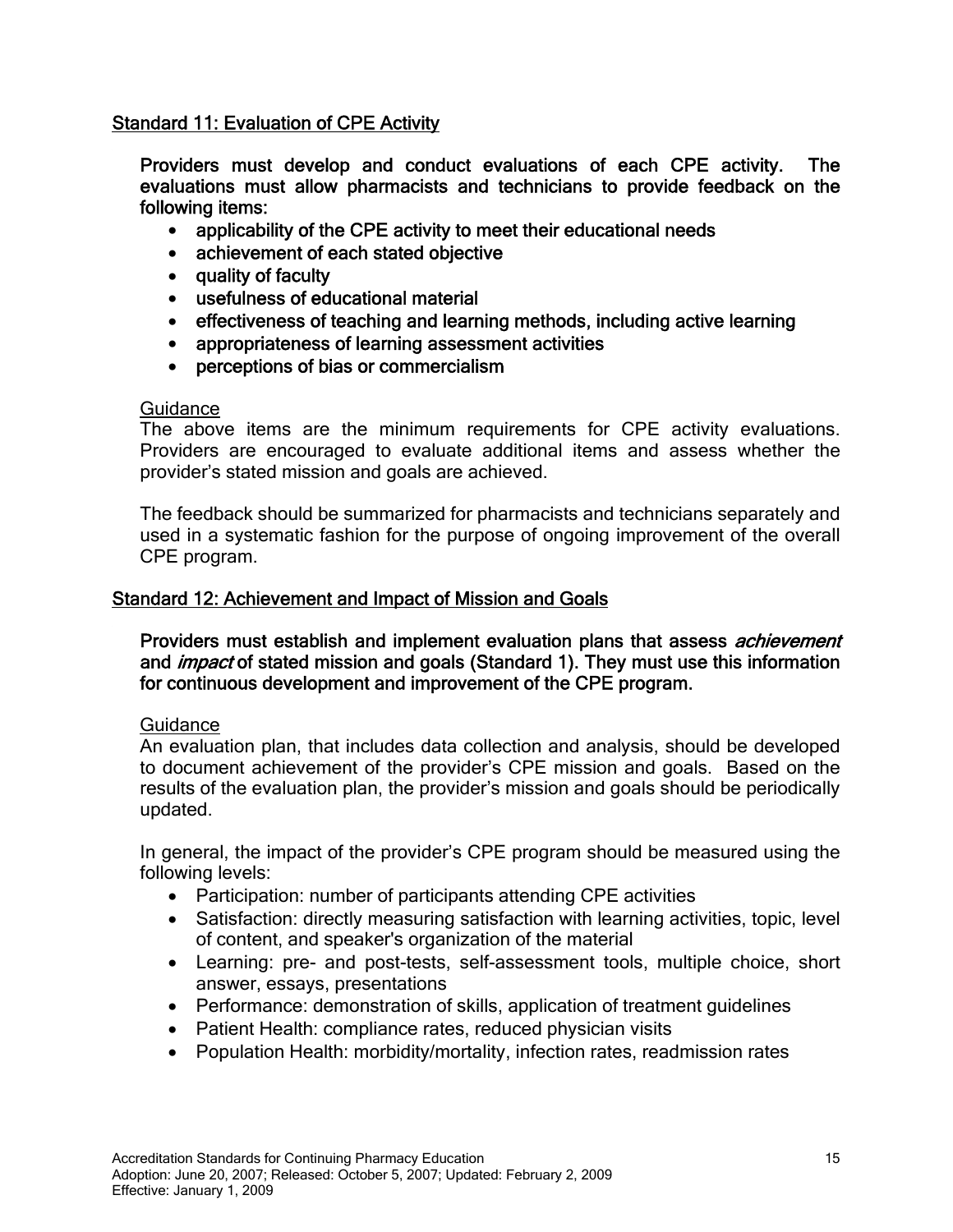## Standard 11: Evaluation of CPE Activity

**Providers must develop and conduct evaluations of each CPE activity. The evaluations must allow pharmacists and technicians to provide feedback on the following items:**

- **applicability of the CPE activity to meet their educational needs**
- **achievement of each stated objective**
- **quality of faculty**
- **usefulness of educational material**
- **effectiveness of teaching and learning methods, including active learning**
- **appropriateness of learning assessment activities**
- **perceptions of bias or commercialism**

Guidance

The above items are the minimum requirements for CPE activity evaluations. Providers are encouraged to evaluate additional items and assess whether the provider's stated mission and goals are achieved.

The feedback should be summarized for pharmacists and technicians separately and used in a systematic fashion for the purpose of ongoing improvement of the overall CPE program.

## Standard 12: Achievement and Impact of Mission and Goals

**Providers must establish and implement evaluation plans that assess *achievement* and *impact* of stated mission and goals (Standard 1). They must use this information for continuous development and improvement of the CPE program.**

Guidance

An evaluation plan, that includes data collection and analysis, should be developed to document achievement of the provider's CPE mission and goals. Based on the results of the evaluation plan, the provider's mission and goals should be periodically updated.

In general, the impact of the provider's CPE program should be measured using the following levels:

- Participation: number of participants attending CPE activities
- Satisfaction: directly measuring satisfaction with learning activities, topic, level of content, and speaker's organization of the material
- Learning: pre- and post-tests, self-assessment tools, multiple choice, short answer, essays, presentations
- Performance: demonstration of skills, application of treatment guidelines
- Patient Health: compliance rates, reduced physician visits
- Population Health: morbidity/mortality, infection rates, readmission rates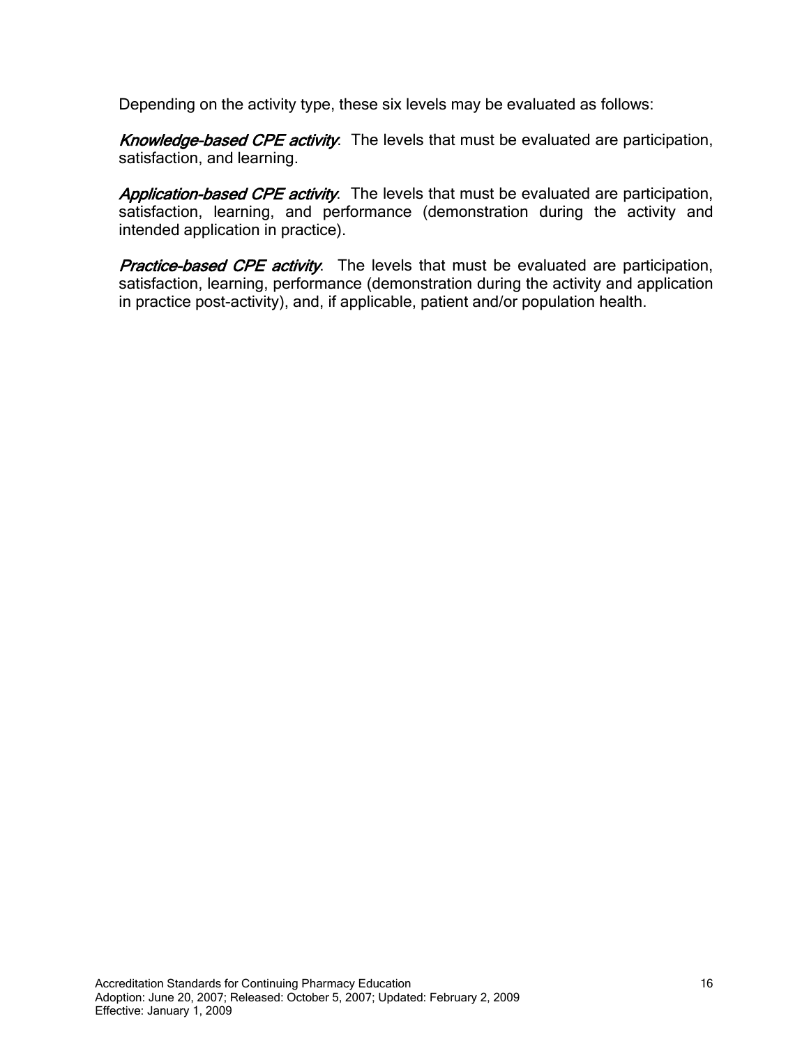Depending on the activity type, these six levels may be evaluated as follows:

***Knowledge-based CPE activity***. The levels that must be evaluated are participation, satisfaction, and learning.

***Application-based CPE activity***. The levels that must be evaluated are participation, satisfaction, learning, and performance (demonstration during the activity and intended application in practice).

***Practice-based CPE activity***. The levels that must be evaluated are participation, satisfaction, learning, performance (demonstration during the activity and application in practice post-activity), and, if applicable, patient and/or population health.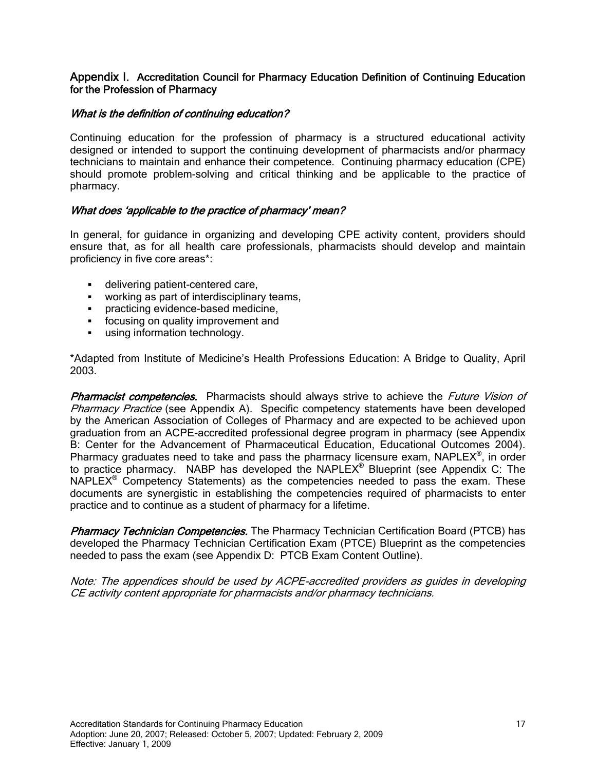## Appendix I. Accreditation Council for Pharmacy Education Definition of Continuing Education for the Profession of Pharmacy

### *What is the definition of continuing education?*

Continuing education for the profession of pharmacy is a structured educational activity designed or intended to support the continuing development of pharmacists and/or pharmacy technicians to maintain and enhance their competence. Continuing pharmacy education (CPE) should promote problem-solving and critical thinking and be applicable to the practice of pharmacy.

### *What does 'applicable to the practice of pharmacy' mean?*

In general, for guidance in organizing and developing CPE activity content, providers should ensure that, as for all health care professionals, pharmacists should develop and maintain proficiency in five core areas*:

- delivering patient-centered care,
- working as part of interdisciplinary teams,
- practicing evidence-based medicine,
- focusing on quality improvement and
- using information technology.

*Adapted from Institute of Medicine's Health Professions Education: A Bridge to Quality, April 2003.

***Pharmacist competencies.*** Pharmacists should always strive to achieve the *Future Vision of Pharmacy Practice* (see Appendix A). Specific competency statements have been developed by the American Association of Colleges of Pharmacy and are expected to be achieved upon graduation from an ACPE-accredited professional degree program in pharmacy (see Appendix B: Center for the Advancement of Pharmaceutical Education, Educational Outcomes 2004). Pharmacy graduates need to take and pass the pharmacy licensure exam, NAPLEX®, in order to practice pharmacy. NABP has developed the NAPLEX® Blueprint (see Appendix C: The NAPLEX® Competency Statements) as the competencies needed to pass the exam. These documents are synergistic in establishing the competencies required of pharmacists to enter practice and to continue as a student of pharmacy for a lifetime.

***Pharmacy Technician Competencies.*** The Pharmacy Technician Certification Board (PTCB) has developed the Pharmacy Technician Certification Exam (PTCE) Blueprint as the competencies needed to pass the exam (see Appendix D: PTCB Exam Content Outline).

*Note: The appendices should be used by ACPE-accredited providers as guides in developing CE activity content appropriate for pharmacists and/or pharmacy technicians.*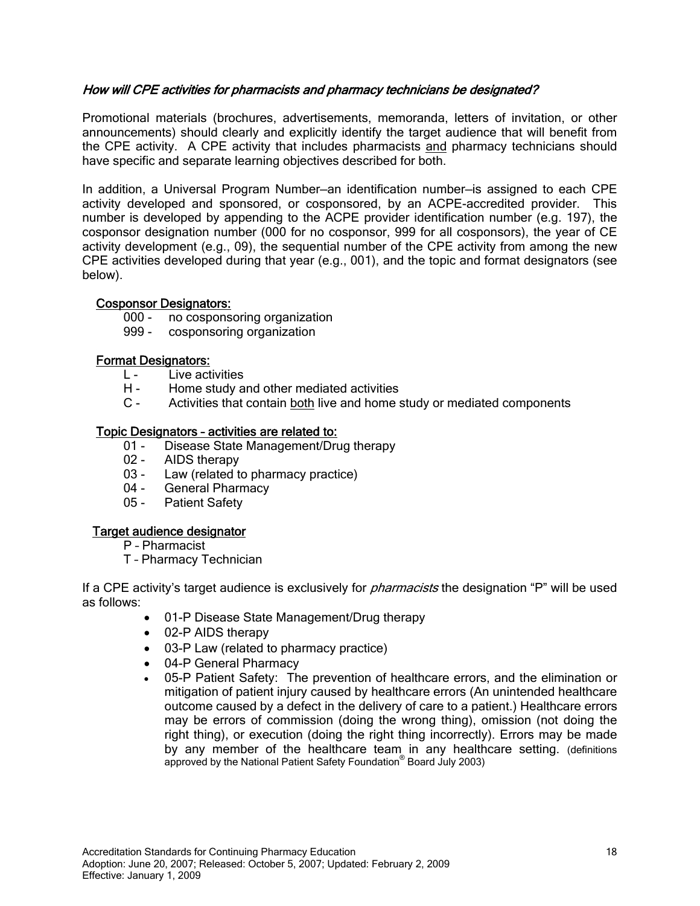### *How will CPE activities for pharmacists and pharmacy technicians be designated?*

Promotional materials (brochures, advertisements, memoranda, letters of invitation, or other announcements) should clearly and explicitly identify the target audience that will benefit from the CPE activity. A CPE activity that includes pharmacists and pharmacy technicians should have specific and separate learning objectives described for both.

In addition, a Universal Program Number—an identification number—is assigned to each CPE activity developed and sponsored, or cosponsored, by an ACPE-accredited provider. This number is developed by appending to the ACPE provider identification number (e.g. 197), the cosponsor designation number (000 for no cosponsor, 999 for all cosponsors), the year of CE activity development (e.g., 09), the sequential number of the CPE activity from among the new CPE activities developed during that year (e.g., 001), and the topic and format designators (see below).

**Cosponsor Designators:**

- 000 - no cosponsoring organization
- 999 - cosponsoring organization

**Format Designators:**

- L - Live activities
- H - Home study and other mediated activities
- C - Activities that contain both live and home study or mediated components

**Topic Designators – activities are related to:**

- 01 - Disease State Management/Drug therapy
- 02 - AIDS therapy
- 03 - Law (related to pharmacy practice)
- 04 - General Pharmacy
- 05 - Patient Safety

**Target audience designator**

- P – Pharmacist
- T – Pharmacy Technician

If a CPE activity's target audience is exclusively for *pharmacists* the designation "P" will be used as follows:

- 01-P Disease State Management/Drug therapy
- 02-P AIDS therapy
- 03-P Law (related to pharmacy practice)
- 04-P General Pharmacy
- 05-P Patient Safety: The prevention of healthcare errors, and the elimination or mitigation of patient injury caused by healthcare errors (An unintended healthcare outcome caused by a defect in the delivery of care to a patient.) Healthcare errors may be errors of commission (doing the wrong thing), omission (not doing the right thing), or execution (doing the right thing incorrectly). Errors may be made by any member of the healthcare team in any healthcare setting. (definitions approved by the National Patient Safety Foundation® Board July 2003)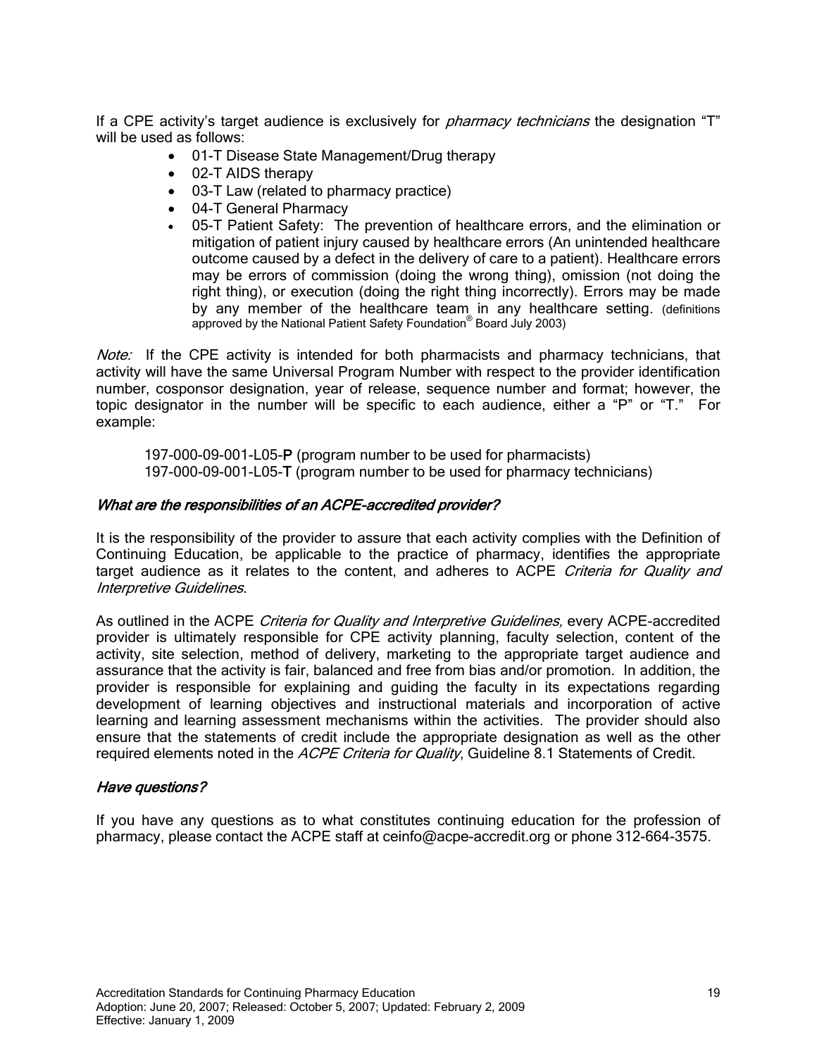If a CPE activity's target audience is exclusively for *pharmacy technicians* the designation "T" will be used as follows:

- 01-T Disease State Management/Drug therapy
- 02-T AIDS therapy
- 03-T Law (related to pharmacy practice)
- 04-T General Pharmacy
- 05-T Patient Safety: The prevention of healthcare errors, and the elimination or mitigation of patient injury caused by healthcare errors (An unintended healthcare outcome caused by a defect in the delivery of care to a patient). Healthcare errors may be errors of commission (doing the wrong thing), omission (not doing the right thing), or execution (doing the right thing incorrectly). Errors may be made by any member of the healthcare team in any healthcare setting. (definitions approved by the National Patient Safety Foundation® Board July 2003)

*Note:* If the CPE activity is intended for both pharmacists and pharmacy technicians, that activity will have the same Universal Program Number with respect to the provider identification number, cosponsor designation, year of release, sequence number and format; however, the topic designator in the number will be specific to each audience, either a "P" or "T." For example:

197-000-09-001-L05-**P** (program number to be used for pharmacists)
197-000-09-001-L05-**T** (program number to be used for pharmacy technicians)

### *What are the responsibilities of an ACPE-accredited provider?*

It is the responsibility of the provider to assure that each activity complies with the Definition of Continuing Education, be applicable to the practice of pharmacy, identifies the appropriate target audience as it relates to the content, and adheres to ACPE *Criteria for Quality and Interpretive Guidelines*.

As outlined in the ACPE *Criteria for Quality and Interpretive Guidelines,* every ACPE-accredited provider is ultimately responsible for CPE activity planning, faculty selection, content of the activity, site selection, method of delivery, marketing to the appropriate target audience and assurance that the activity is fair, balanced and free from bias and/or promotion. In addition, the provider is responsible for explaining and guiding the faculty in its expectations regarding development of learning objectives and instructional materials and incorporation of active learning and learning assessment mechanisms within the activities. The provider should also ensure that the statements of credit include the appropriate designation as well as the other required elements noted in the *ACPE Criteria for Quality*, Guideline 8.1 Statements of Credit.

### *Have questions?*

If you have any questions as to what constitutes continuing education for the profession of pharmacy, please contact the ACPE staff at ceinfo@acpe-accredit.org or phone 312-664-3575.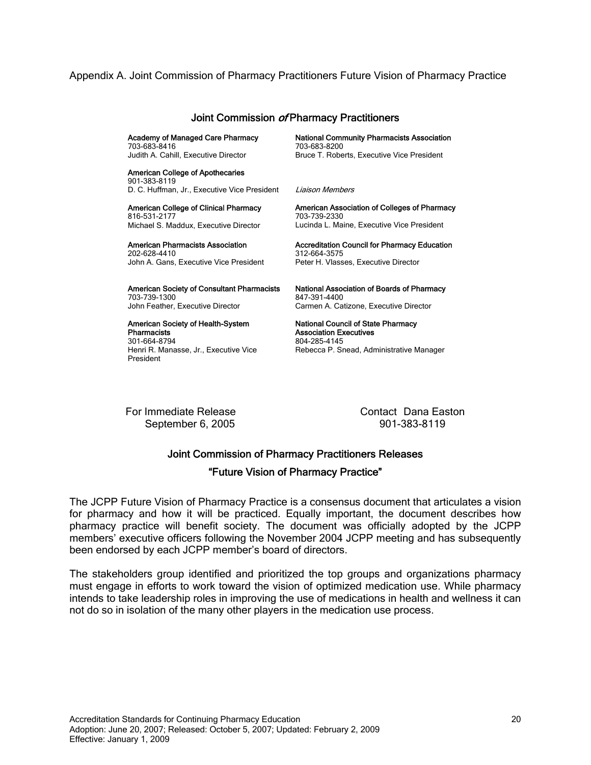Appendix A. Joint Commission of Pharmacy Practitioners Future Vision of Pharmacy Practice

## Joint Commission *of* Pharmacy Practitioners

**Academy of Managed Care Pharmacy**
703-683-8416
Judith A. Cahill, Executive Director

**American College of Apothecaries**
901-383-8119
D. C. Huffman, Jr., Executive Vice President

**American College of Clinical Pharmacy**
816-531-2177
Michael S. Maddux, Executive Director

**American Pharmacists Association**
202-628-4410
John A. Gans, Executive Vice President

**American Society of Consultant Pharmacists**
703-739-1300
John Feather, Executive Director

**American Society of Health-System Pharmacists**
301-664-8794
Henri R. Manasse, Jr., Executive Vice President

**National Community Pharmacists Association**
703-683-8200
Bruce T. Roberts, Executive Vice President

*Liaison Members*

**American Association of Colleges of Pharmacy**
703-739-2330
Lucinda L. Maine, Executive Vice President

**Accreditation Council for Pharmacy Education**
312-664-3575
Peter H. Vlasses, Executive Director

**National Association of Boards of Pharmacy**
847-391-4400
Carmen A. Catizone, Executive Director

**National Council of State Pharmacy Association Executives**
804-285-4145
Rebecca P. Snead, Administrative Manager

For Immediate Release
September 6, 2005

Contact Dana Easton
901-383-8119

### Joint Commission of Pharmacy Practitioners Releases "Future Vision of Pharmacy Practice"

The JCPP Future Vision of Pharmacy Practice is a consensus document that articulates a vision for pharmacy and how it will be practiced. Equally important, the document describes how pharmacy practice will benefit society. The document was officially adopted by the JCPP members' executive officers following the November 2004 JCPP meeting and has subsequently been endorsed by each JCPP member's board of directors.

The stakeholders group identified and prioritized the top groups and organizations pharmacy must engage in efforts to work toward the vision of optimized medication use. While pharmacy intends to take leadership roles in improving the use of medications in health and wellness it can not do so in isolation of the many other players in the medication use process.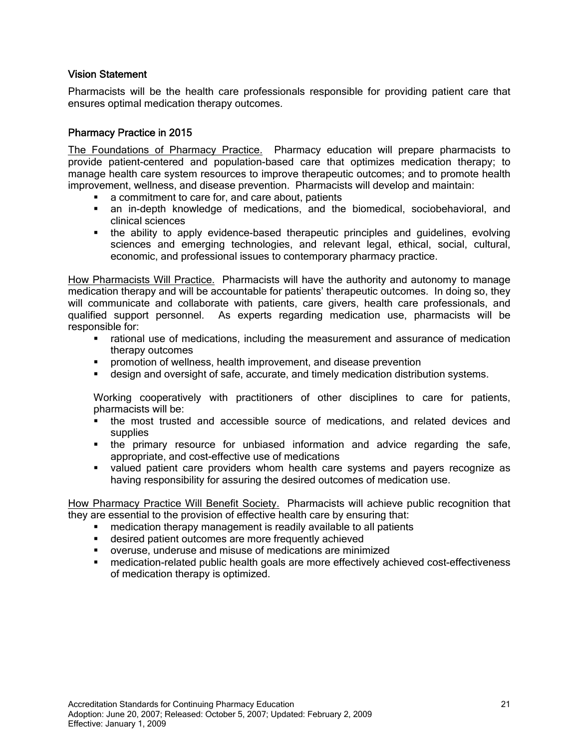### Vision Statement

Pharmacists will be the health care professionals responsible for providing patient care that ensures optimal medication therapy outcomes.

### Pharmacy Practice in 2015

<u>The Foundations of Pharmacy Practice.</u> Pharmacy education will prepare pharmacists to provide patient-centered and population-based care that optimizes medication therapy; to manage health care system resources to improve therapeutic outcomes; and to promote health improvement, wellness, and disease prevention. Pharmacists will develop and maintain:

- a commitment to care for, and care about, patients
- an in-depth knowledge of medications, and the biomedical, sociobehavioral, and clinical sciences
- the ability to apply evidence-based therapeutic principles and guidelines, evolving sciences and emerging technologies, and relevant legal, ethical, social, cultural, economic, and professional issues to contemporary pharmacy practice.

<u>How Pharmacists Will Practice.</u> Pharmacists will have the authority and autonomy to manage medication therapy and will be accountable for patients' therapeutic outcomes. In doing so, they will communicate and collaborate with patients, care givers, health care professionals, and qualified support personnel. As experts regarding medication use, pharmacists will be responsible for:

- rational use of medications, including the measurement and assurance of medication therapy outcomes
- promotion of wellness, health improvement, and disease prevention
- design and oversight of safe, accurate, and timely medication distribution systems.

Working cooperatively with practitioners of other disciplines to care for patients, pharmacists will be:

- the most trusted and accessible source of medications, and related devices and supplies
- the primary resource for unbiased information and advice regarding the safe, appropriate, and cost-effective use of medications
- valued patient care providers whom health care systems and payers recognize as having responsibility for assuring the desired outcomes of medication use.

<u>How Pharmacy Practice Will Benefit Society.</u> Pharmacists will achieve public recognition that they are essential to the provision of effective health care by ensuring that:

- medication therapy management is readily available to all patients
- desired patient outcomes are more frequently achieved
- overuse, underuse and misuse of medications are minimized
- medication-related public health goals are more effectively achieved cost-effectiveness of medication therapy is optimized.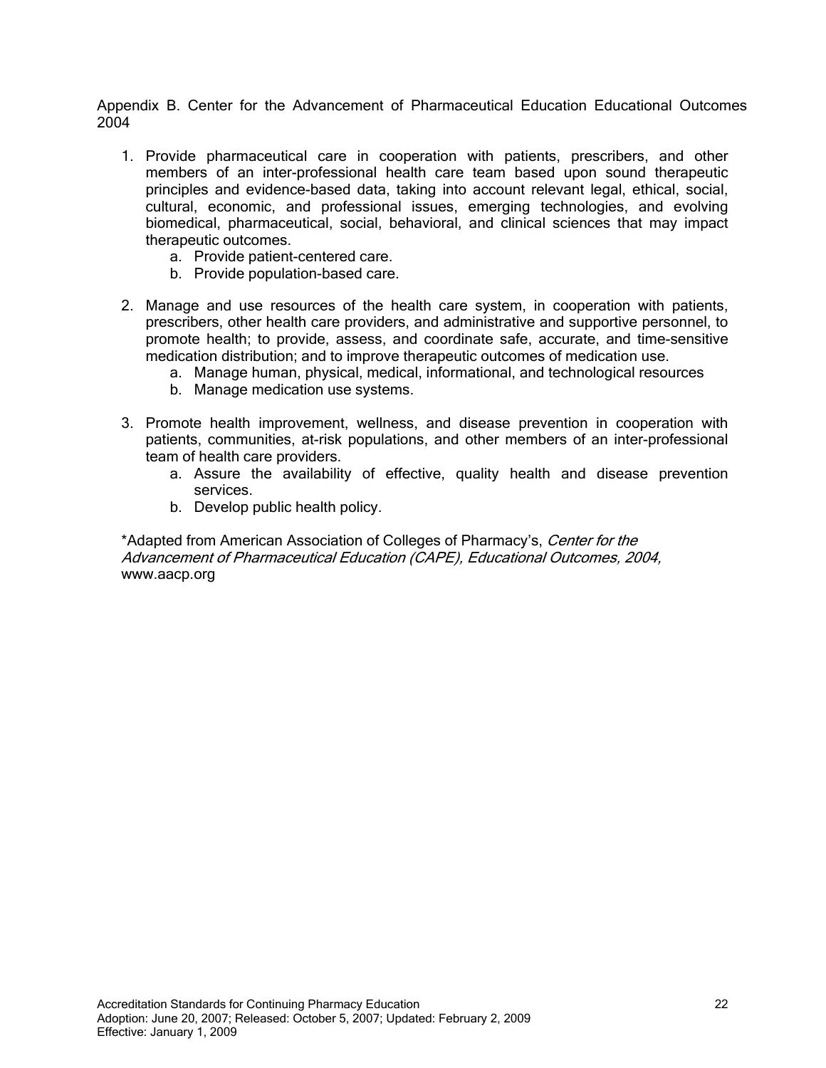Appendix B. Center for the Advancement of Pharmaceutical Education Educational Outcomes 2004

1. Provide pharmaceutical care in cooperation with patients, prescribers, and other members of an inter-professional health care team based upon sound therapeutic principles and evidence-based data, taking into account relevant legal, ethical, social, cultural, economic, and professional issues, emerging technologies, and evolving biomedical, pharmaceutical, social, behavioral, and clinical sciences that may impact therapeutic outcomes.
   a. Provide patient-centered care.
   b. Provide population-based care.

2. Manage and use resources of the health care system, in cooperation with patients, prescribers, other health care providers, and administrative and supportive personnel, to promote health; to provide, assess, and coordinate safe, accurate, and time-sensitive medication distribution; and to improve therapeutic outcomes of medication use.
   a. Manage human, physical, medical, informational, and technological resources
   b. Manage medication use systems.

3. Promote health improvement, wellness, and disease prevention in cooperation with patients, communities, at-risk populations, and other members of an inter-professional team of health care providers.
   a. Assure the availability of effective, quality health and disease prevention services.
   b. Develop public health policy.

*Adapted from American Association of Colleges of Pharmacy's, *Center for the Advancement of Pharmaceutical Education (CAPE), Educational Outcomes, 2004,* www.aacp.org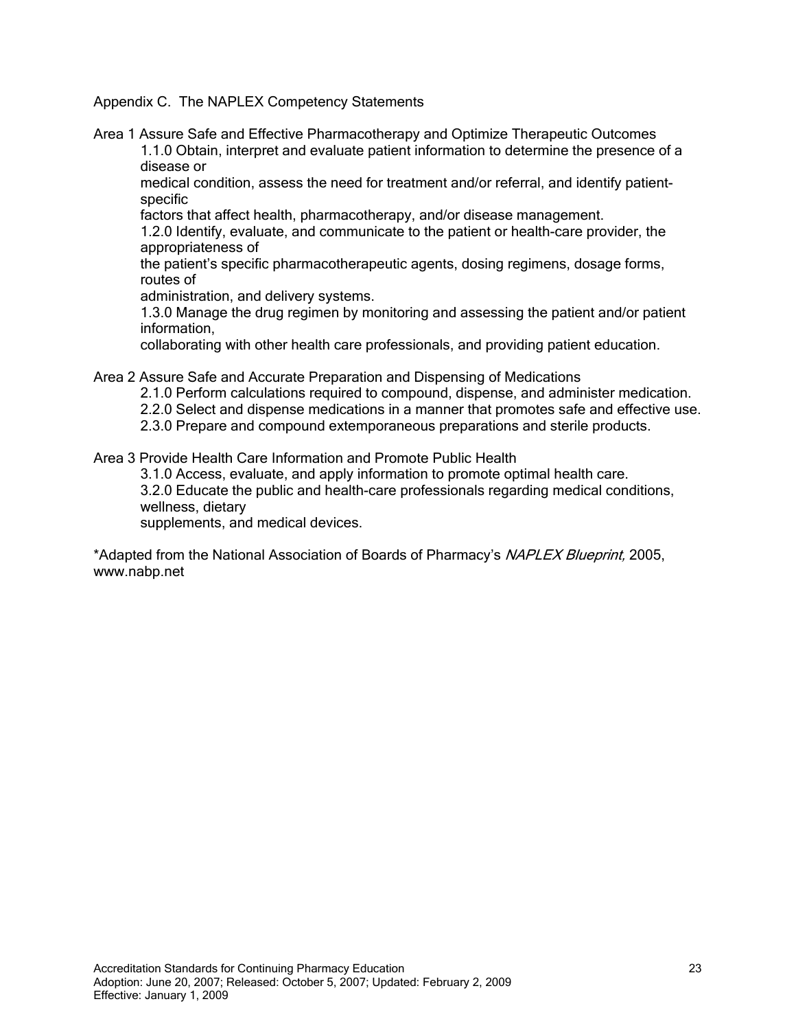## Appendix C. The NAPLEX Competency Statements

**Area 1 Assure Safe and Effective Pharmacotherapy and Optimize Therapeutic Outcomes**

1.1.0 Obtain, interpret and evaluate patient information to determine the presence of a disease or medical condition, assess the need for treatment and/or referral, and identify patient-specific factors that affect health, pharmacotherapy, and/or disease management.

1.2.0 Identify, evaluate, and communicate to the patient or health-care provider, the appropriateness of the patient's specific pharmacotherapeutic agents, dosing regimens, dosage forms, routes of administration, and delivery systems.

1.3.0 Manage the drug regimen by monitoring and assessing the patient and/or patient information, collaborating with other health care professionals, and providing patient education.

**Area 2 Assure Safe and Accurate Preparation and Dispensing of Medications**

2.1.0 Perform calculations required to compound, dispense, and administer medication.

2.2.0 Select and dispense medications in a manner that promotes safe and effective use.

2.3.0 Prepare and compound extemporaneous preparations and sterile products.

**Area 3 Provide Health Care Information and Promote Public Health**

3.1.0 Access, evaluate, and apply information to promote optimal health care.

3.2.0 Educate the public and health-care professionals regarding medical conditions, wellness, dietary supplements, and medical devices.

*Adapted from the National Association of Boards of Pharmacy's *NAPLEX Blueprint,* 2005, www.nabp.net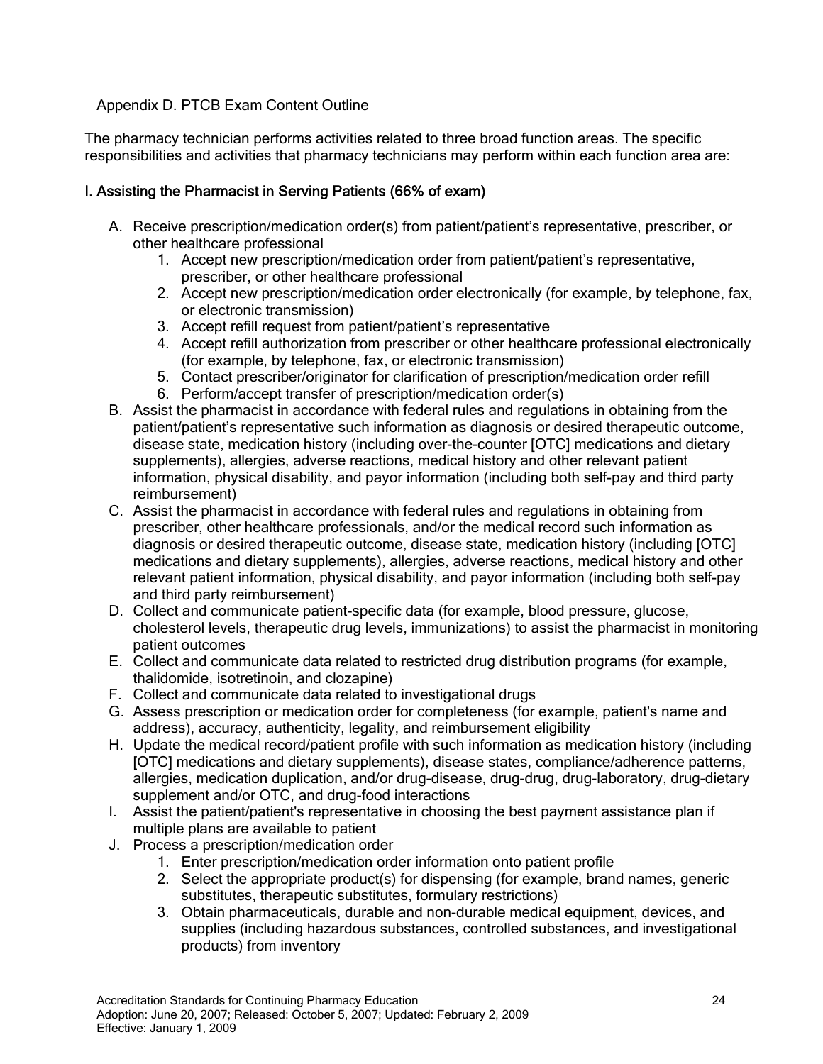Appendix D. PTCB Exam Content Outline

The pharmacy technician performs activities related to three broad function areas. The specific responsibilities and activities that pharmacy technicians may perform within each function area are:

## I. Assisting the Pharmacist in Serving Patients (66% of exam)

A. Receive prescription/medication order(s) from patient/patient's representative, prescriber, or other healthcare professional
   1. Accept new prescription/medication order from patient/patient's representative, prescriber, or other healthcare professional
   2. Accept new prescription/medication order electronically (for example, by telephone, fax, or electronic transmission)
   3. Accept refill request from patient/patient's representative
   4. Accept refill authorization from prescriber or other healthcare professional electronically (for example, by telephone, fax, or electronic transmission)
   5. Contact prescriber/originator for clarification of prescription/medication order refill
   6. Perform/accept transfer of prescription/medication order(s)

B. Assist the pharmacist in accordance with federal rules and regulations in obtaining from the patient/patient's representative such information as diagnosis or desired therapeutic outcome, disease state, medication history (including over-the-counter [OTC] medications and dietary supplements), allergies, adverse reactions, medical history and other relevant patient information, physical disability, and payor information (including both self-pay and third party reimbursement)

C. Assist the pharmacist in accordance with federal rules and regulations in obtaining from prescriber, other healthcare professionals, and/or the medical record such information as diagnosis or desired therapeutic outcome, disease state, medication history (including [OTC] medications and dietary supplements), allergies, adverse reactions, medical history and other relevant patient information, physical disability, and payor information (including both self-pay and third party reimbursement)

D. Collect and communicate patient-specific data (for example, blood pressure, glucose, cholesterol levels, therapeutic drug levels, immunizations) to assist the pharmacist in monitoring patient outcomes

E. Collect and communicate data related to restricted drug distribution programs (for example, thalidomide, isotretinoin, and clozapine)

F. Collect and communicate data related to investigational drugs

G. Assess prescription or medication order for completeness (for example, patient's name and address), accuracy, authenticity, legality, and reimbursement eligibility

H. Update the medical record/patient profile with such information as medication history (including [OTC] medications and dietary supplements), disease states, compliance/adherence patterns, allergies, medication duplication, and/or drug-disease, drug-drug, drug-laboratory, drug-dietary supplement and/or OTC, and drug-food interactions

I. Assist the patient/patient's representative in choosing the best payment assistance plan if multiple plans are available to patient

J. Process a prescription/medication order
   1. Enter prescription/medication order information onto patient profile
   2. Select the appropriate product(s) for dispensing (for example, brand names, generic substitutes, therapeutic substitutes, formulary restrictions)
   3. Obtain pharmaceuticals, durable and non-durable medical equipment, devices, and supplies (including hazardous substances, controlled substances, and investigational products) from inventory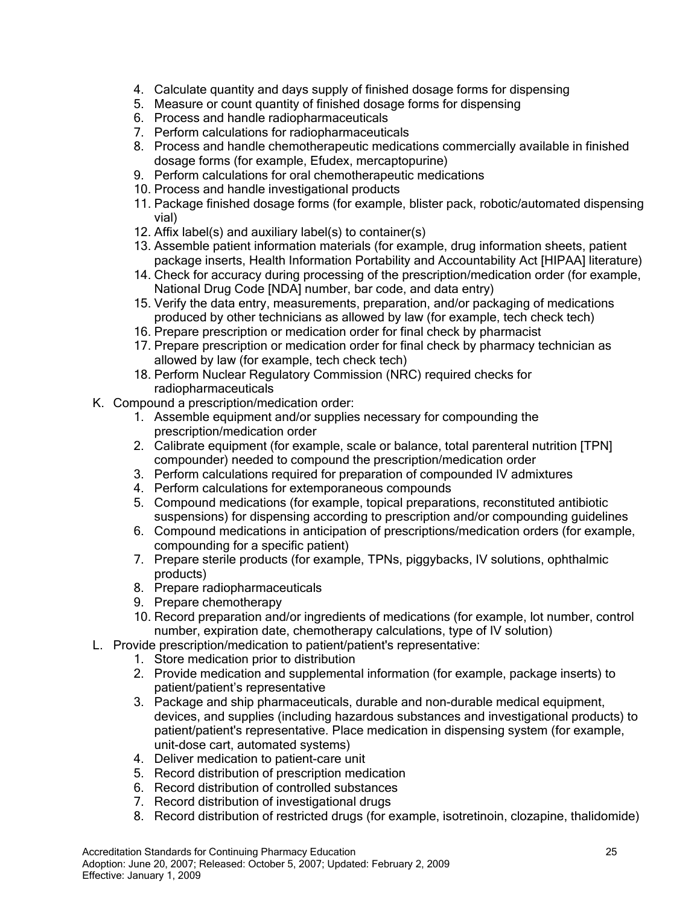4. Calculate quantity and days supply of finished dosage forms for dispensing
5. Measure or count quantity of finished dosage forms for dispensing
6. Process and handle radiopharmaceuticals
7. Perform calculations for radiopharmaceuticals
8. Process and handle chemotherapeutic medications commercially available in finished dosage forms (for example, Efudex, mercaptopurine)
9. Perform calculations for oral chemotherapeutic medications
10. Process and handle investigational products
11. Package finished dosage forms (for example, blister pack, robotic/automated dispensing vial)
12. Affix label(s) and auxiliary label(s) to container(s)
13. Assemble patient information materials (for example, drug information sheets, patient package inserts, Health Information Portability and Accountability Act [HIPAA] literature)
14. Check for accuracy during processing of the prescription/medication order (for example, National Drug Code [NDA] number, bar code, and data entry)
15. Verify the data entry, measurements, preparation, and/or packaging of medications produced by other technicians as allowed by law (for example, tech check tech)
16. Prepare prescription or medication order for final check by pharmacist
17. Prepare prescription or medication order for final check by pharmacy technician as allowed by law (for example, tech check tech)
18. Perform Nuclear Regulatory Commission (NRC) required checks for radiopharmaceuticals

K. Compound a prescription/medication order:
1. Assemble equipment and/or supplies necessary for compounding the prescription/medication order
2. Calibrate equipment (for example, scale or balance, total parenteral nutrition [TPN] compounder) needed to compound the prescription/medication order
3. Perform calculations required for preparation of compounded IV admixtures
4. Perform calculations for extemporaneous compounds
5. Compound medications (for example, topical preparations, reconstituted antibiotic suspensions) for dispensing according to prescription and/or compounding guidelines
6. Compound medications in anticipation of prescriptions/medication orders (for example, compounding for a specific patient)
7. Prepare sterile products (for example, TPNs, piggybacks, IV solutions, ophthalmic products)
8. Prepare radiopharmaceuticals
9. Prepare chemotherapy
10. Record preparation and/or ingredients of medications (for example, lot number, control number, expiration date, chemotherapy calculations, type of IV solution)

L. Provide prescription/medication to patient/patient's representative:
1. Store medication prior to distribution
2. Provide medication and supplemental information (for example, package inserts) to patient/patient's representative
3. Package and ship pharmaceuticals, durable and non-durable medical equipment, devices, and supplies (including hazardous substances and investigational products) to patient/patient's representative. Place medication in dispensing system (for example, unit-dose cart, automated systems)
4. Deliver medication to patient-care unit
5. Record distribution of prescription medication
6. Record distribution of controlled substances
7. Record distribution of investigational drugs
8. Record distribution of restricted drugs (for example, isotretinoin, clozapine, thalidomide)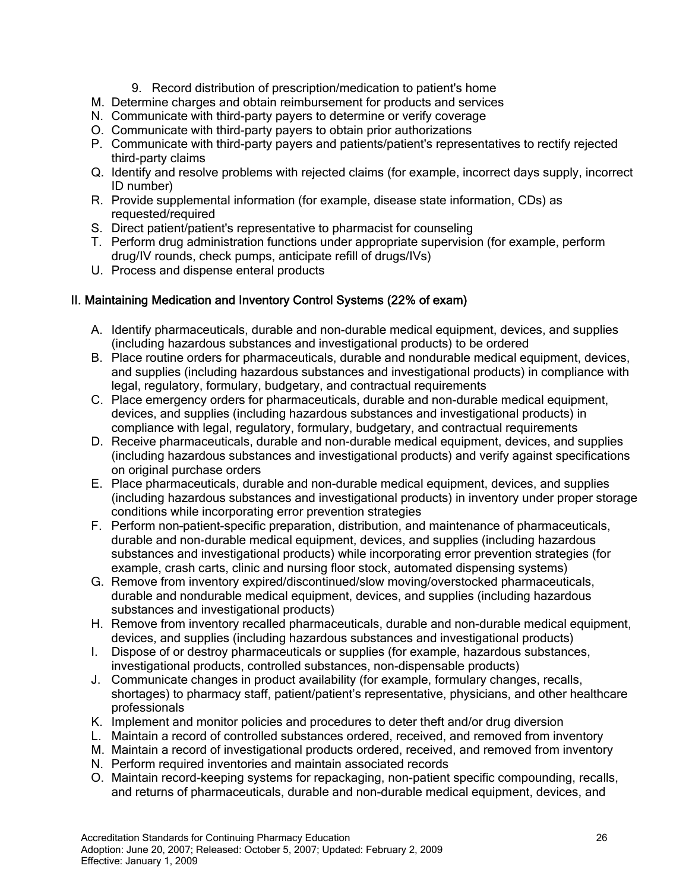9. Record distribution of prescription/medication to patient's home

M. Determine charges and obtain reimbursement for products and services
N. Communicate with third-party payers to determine or verify coverage
O. Communicate with third-party payers to obtain prior authorizations
P. Communicate with third-party payers and patients/patient's representatives to rectify rejected third-party claims
Q. Identify and resolve problems with rejected claims (for example, incorrect days supply, incorrect ID number)
R. Provide supplemental information (for example, disease state information, CDs) as requested/required
S. Direct patient/patient's representative to pharmacist for counseling
T. Perform drug administration functions under appropriate supervision (for example, perform drug/IV rounds, check pumps, anticipate refill of drugs/IVs)
U. Process and dispense enteral products

## II. Maintaining Medication and Inventory Control Systems (22% of exam)

A. Identify pharmaceuticals, durable and non-durable medical equipment, devices, and supplies (including hazardous substances and investigational products) to be ordered
B. Place routine orders for pharmaceuticals, durable and nondurable medical equipment, devices, and supplies (including hazardous substances and investigational products) in compliance with legal, regulatory, formulary, budgetary, and contractual requirements
C. Place emergency orders for pharmaceuticals, durable and non-durable medical equipment, devices, and supplies (including hazardous substances and investigational products) in compliance with legal, regulatory, formulary, budgetary, and contractual requirements
D. Receive pharmaceuticals, durable and non-durable medical equipment, devices, and supplies (including hazardous substances and investigational products) and verify against specifications on original purchase orders
E. Place pharmaceuticals, durable and non-durable medical equipment, devices, and supplies (including hazardous substances and investigational products) in inventory under proper storage conditions while incorporating error prevention strategies
F. Perform non-patient-specific preparation, distribution, and maintenance of pharmaceuticals, durable and non-durable medical equipment, devices, and supplies (including hazardous substances and investigational products) while incorporating error prevention strategies (for example, crash carts, clinic and nursing floor stock, automated dispensing systems)
G. Remove from inventory expired/discontinued/slow moving/overstocked pharmaceuticals, durable and nondurable medical equipment, devices, and supplies (including hazardous substances and investigational products)
H. Remove from inventory recalled pharmaceuticals, durable and non-durable medical equipment, devices, and supplies (including hazardous substances and investigational products)
I. Dispose of or destroy pharmaceuticals or supplies (for example, hazardous substances, investigational products, controlled substances, non-dispensable products)
J. Communicate changes in product availability (for example, formulary changes, recalls, shortages) to pharmacy staff, patient/patient's representative, physicians, and other healthcare professionals
K. Implement and monitor policies and procedures to deter theft and/or drug diversion
L. Maintain a record of controlled substances ordered, received, and removed from inventory
M. Maintain a record of investigational products ordered, received, and removed from inventory
N. Perform required inventories and maintain associated records
O. Maintain record-keeping systems for repackaging, non-patient specific compounding, recalls, and returns of pharmaceuticals, durable and non-durable medical equipment, devices, and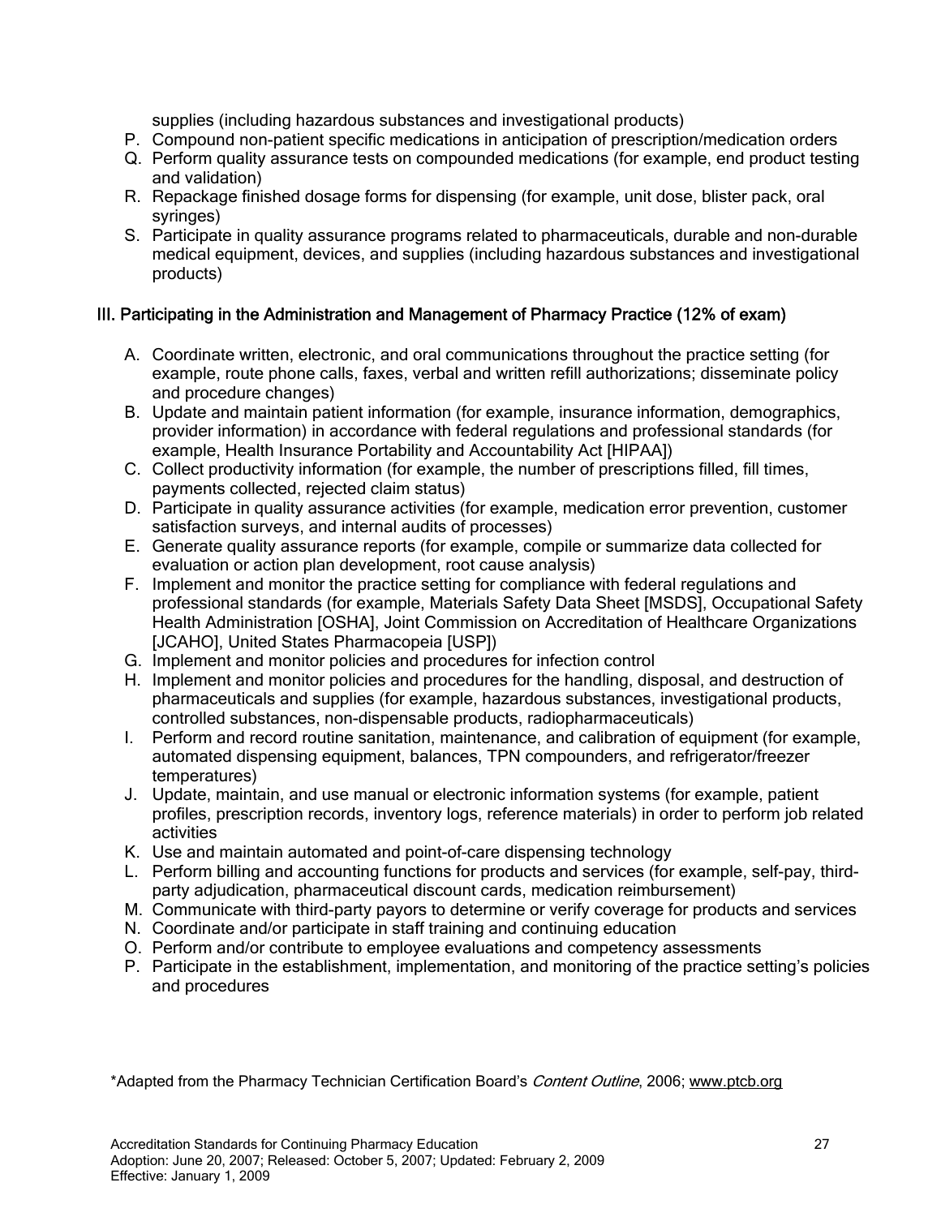supplies (including hazardous substances and investigational products)

P. Compound non-patient specific medications in anticipation of prescription/medication orders
Q. Perform quality assurance tests on compounded medications (for example, end product testing and validation)
R. Repackage finished dosage forms for dispensing (for example, unit dose, blister pack, oral syringes)
S. Participate in quality assurance programs related to pharmaceuticals, durable and non-durable medical equipment, devices, and supplies (including hazardous substances and investigational products)

### III. Participating in the Administration and Management of Pharmacy Practice (12% of exam)

A. Coordinate written, electronic, and oral communications throughout the practice setting (for example, route phone calls, faxes, verbal and written refill authorizations; disseminate policy and procedure changes)
B. Update and maintain patient information (for example, insurance information, demographics, provider information) in accordance with federal regulations and professional standards (for example, Health Insurance Portability and Accountability Act [HIPAA])
C. Collect productivity information (for example, the number of prescriptions filled, fill times, payments collected, rejected claim status)
D. Participate in quality assurance activities (for example, medication error prevention, customer satisfaction surveys, and internal audits of processes)
E. Generate quality assurance reports (for example, compile or summarize data collected for evaluation or action plan development, root cause analysis)
F. Implement and monitor the practice setting for compliance with federal regulations and professional standards (for example, Materials Safety Data Sheet [MSDS], Occupational Safety Health Administration [OSHA], Joint Commission on Accreditation of Healthcare Organizations [JCAHO], United States Pharmacopeia [USP])
G. Implement and monitor policies and procedures for infection control
H. Implement and monitor policies and procedures for the handling, disposal, and destruction of pharmaceuticals and supplies (for example, hazardous substances, investigational products, controlled substances, non-dispensable products, radiopharmaceuticals)
I. Perform and record routine sanitation, maintenance, and calibration of equipment (for example, automated dispensing equipment, balances, TPN compounders, and refrigerator/freezer temperatures)
J. Update, maintain, and use manual or electronic information systems (for example, patient profiles, prescription records, inventory logs, reference materials) in order to perform job related activities
K. Use and maintain automated and point-of-care dispensing technology
L. Perform billing and accounting functions for products and services (for example, self-pay, third-party adjudication, pharmaceutical discount cards, medication reimbursement)
M. Communicate with third-party payors to determine or verify coverage for products and services
N. Coordinate and/or participate in staff training and continuing education
O. Perform and/or contribute to employee evaluations and competency assessments
P. Participate in the establishment, implementation, and monitoring of the practice setting's policies and procedures

*Adapted from the Pharmacy Technician Certification Board's *Content Outline*, 2006; www.ptcb.org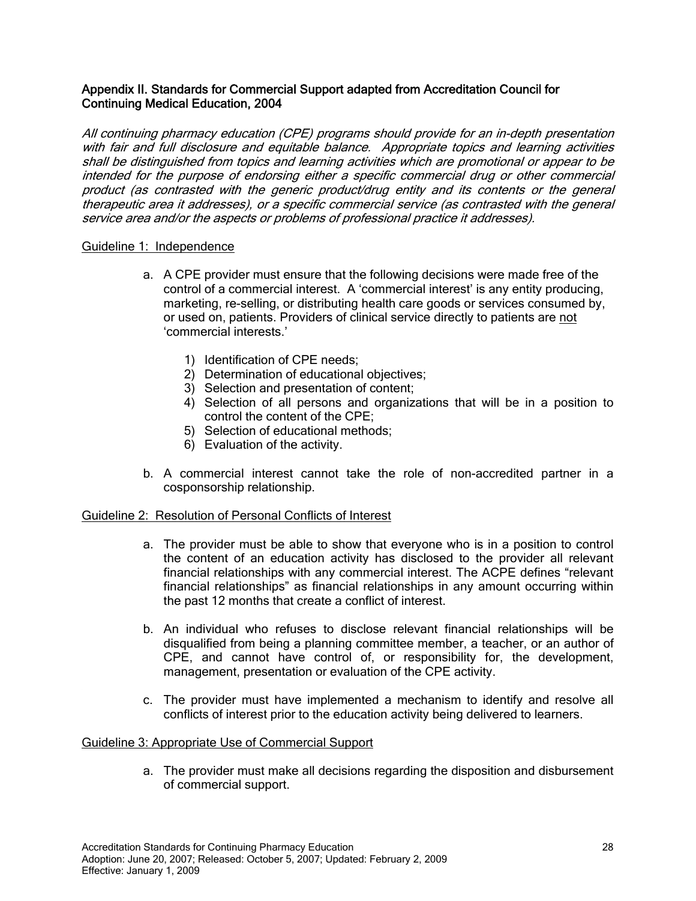## Appendix II. Standards for Commercial Support adapted from Accreditation Council for Continuing Medical Education, 2004

*All continuing pharmacy education (CPE) programs should provide for an in-depth presentation with fair and full disclosure and equitable balance. Appropriate topics and learning activities shall be distinguished from topics and learning activities which are promotional or appear to be intended for the purpose of endorsing either a specific commercial drug or other commercial product (as contrasted with the generic product/drug entity and its contents or the general therapeutic area it addresses), or a specific commercial service (as contrasted with the general service area and/or the aspects or problems of professional practice it addresses).*

<u>Guideline 1: Independence</u>

a. A CPE provider must ensure that the following decisions were made free of the control of a commercial interest. A 'commercial interest' is any entity producing, marketing, re-selling, or distributing health care goods or services consumed by, or used on, patients. Providers of clinical service directly to patients are <u>not</u> 'commercial interests.'

   1) Identification of CPE needs;
   2) Determination of educational objectives;
   3) Selection and presentation of content;
   4) Selection of all persons and organizations that will be in a position to control the content of the CPE;
   5) Selection of educational methods;
   6) Evaluation of the activity.

b. A commercial interest cannot take the role of non-accredited partner in a cosponsorship relationship.

<u>Guideline 2: Resolution of Personal Conflicts of Interest</u>

a. The provider must be able to show that everyone who is in a position to control the content of an education activity has disclosed to the provider all relevant financial relationships with any commercial interest. The ACPE defines "relevant financial relationships" as financial relationships in any amount occurring within the past 12 months that create a conflict of interest.

b. An individual who refuses to disclose relevant financial relationships will be disqualified from being a planning committee member, a teacher, or an author of CPE, and cannot have control of, or responsibility for, the development, management, presentation or evaluation of the CPE activity.

c. The provider must have implemented a mechanism to identify and resolve all conflicts of interest prior to the education activity being delivered to learners.

<u>Guideline 3: Appropriate Use of Commercial Support</u>

a. The provider must make all decisions regarding the disposition and disbursement of commercial support.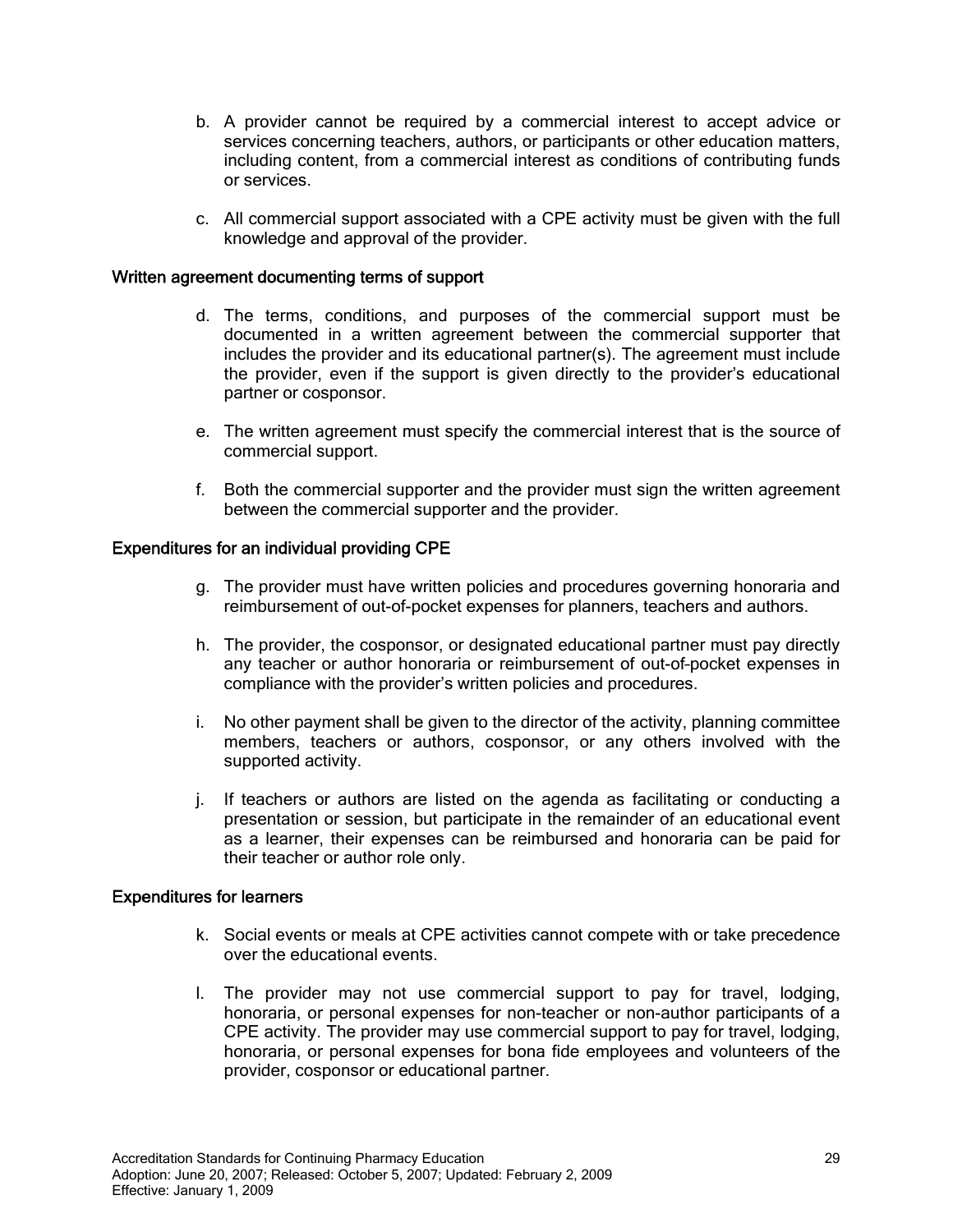b. A provider cannot be required by a commercial interest to accept advice or services concerning teachers, authors, or participants or other education matters, including content, from a commercial interest as conditions of contributing funds or services.

c. All commercial support associated with a CPE activity must be given with the full knowledge and approval of the provider.

#### Written agreement documenting terms of support

d. The terms, conditions, and purposes of the commercial support must be documented in a written agreement between the commercial supporter that includes the provider and its educational partner(s). The agreement must include the provider, even if the support is given directly to the provider's educational partner or cosponsor.

e. The written agreement must specify the commercial interest that is the source of commercial support.

f. Both the commercial supporter and the provider must sign the written agreement between the commercial supporter and the provider.

#### Expenditures for an individual providing CPE

g. The provider must have written policies and procedures governing honoraria and reimbursement of out-of-pocket expenses for planners, teachers and authors.

h. The provider, the cosponsor, or designated educational partner must pay directly any teacher or author honoraria or reimbursement of out-of-pocket expenses in compliance with the provider's written policies and procedures.

i. No other payment shall be given to the director of the activity, planning committee members, teachers or authors, cosponsor, or any others involved with the supported activity.

j. If teachers or authors are listed on the agenda as facilitating or conducting a presentation or session, but participate in the remainder of an educational event as a learner, their expenses can be reimbursed and honoraria can be paid for their teacher or author role only.

#### Expenditures for learners

k. Social events or meals at CPE activities cannot compete with or take precedence over the educational events.

l. The provider may not use commercial support to pay for travel, lodging, honoraria, or personal expenses for non-teacher or non-author participants of a CPE activity. The provider may use commercial support to pay for travel, lodging, honoraria, or personal expenses for bona fide employees and volunteers of the provider, cosponsor or educational partner.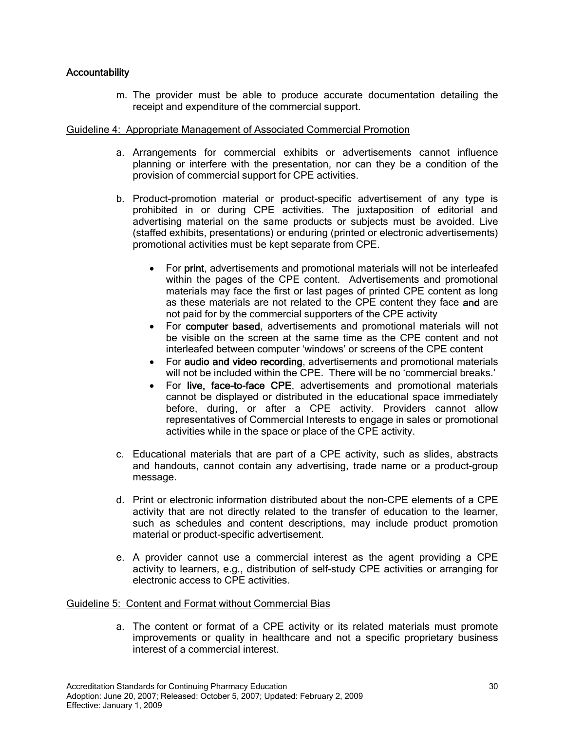**Accountability**

m. The provider must be able to produce accurate documentation detailing the receipt and expenditure of the commercial support.

Guideline 4: Appropriate Management of Associated Commercial Promotion

a. Arrangements for commercial exhibits or advertisements cannot influence planning or interfere with the presentation, nor can they be a condition of the provision of commercial support for CPE activities.

b. Product-promotion material or product-specific advertisement of any type is prohibited in or during CPE activities. The juxtaposition of editorial and advertising material on the same products or subjects must be avoided. Live (staffed exhibits, presentations) or enduring (printed or electronic advertisements) promotional activities must be kept separate from CPE.

   - For **print**, advertisements and promotional materials will not be interleafed within the pages of the CPE content. Advertisements and promotional materials may face the first or last pages of printed CPE content as long as these materials are not related to the CPE content they face **and** are not paid for by the commercial supporters of the CPE activity
   - For **computer based**, advertisements and promotional materials will not be visible on the screen at the same time as the CPE content and not interleafed between computer 'windows' or screens of the CPE content
   - For **audio and video recording**, advertisements and promotional materials will not be included within the CPE. There will be no 'commercial breaks.'
   - For **live, face-to-face CPE**, advertisements and promotional materials cannot be displayed or distributed in the educational space immediately before, during, or after a CPE activity. Providers cannot allow representatives of Commercial Interests to engage in sales or promotional activities while in the space or place of the CPE activity.

c. Educational materials that are part of a CPE activity, such as slides, abstracts and handouts, cannot contain any advertising, trade name or a product-group message.

d. Print or electronic information distributed about the non-CPE elements of a CPE activity that are not directly related to the transfer of education to the learner, such as schedules and content descriptions, may include product promotion material or product-specific advertisement.

e. A provider cannot use a commercial interest as the agent providing a CPE activity to learners, e.g., distribution of self-study CPE activities or arranging for electronic access to CPE activities.

Guideline 5: Content and Format without Commercial Bias

a. The content or format of a CPE activity or its related materials must promote improvements or quality in healthcare and not a specific proprietary business interest of a commercial interest.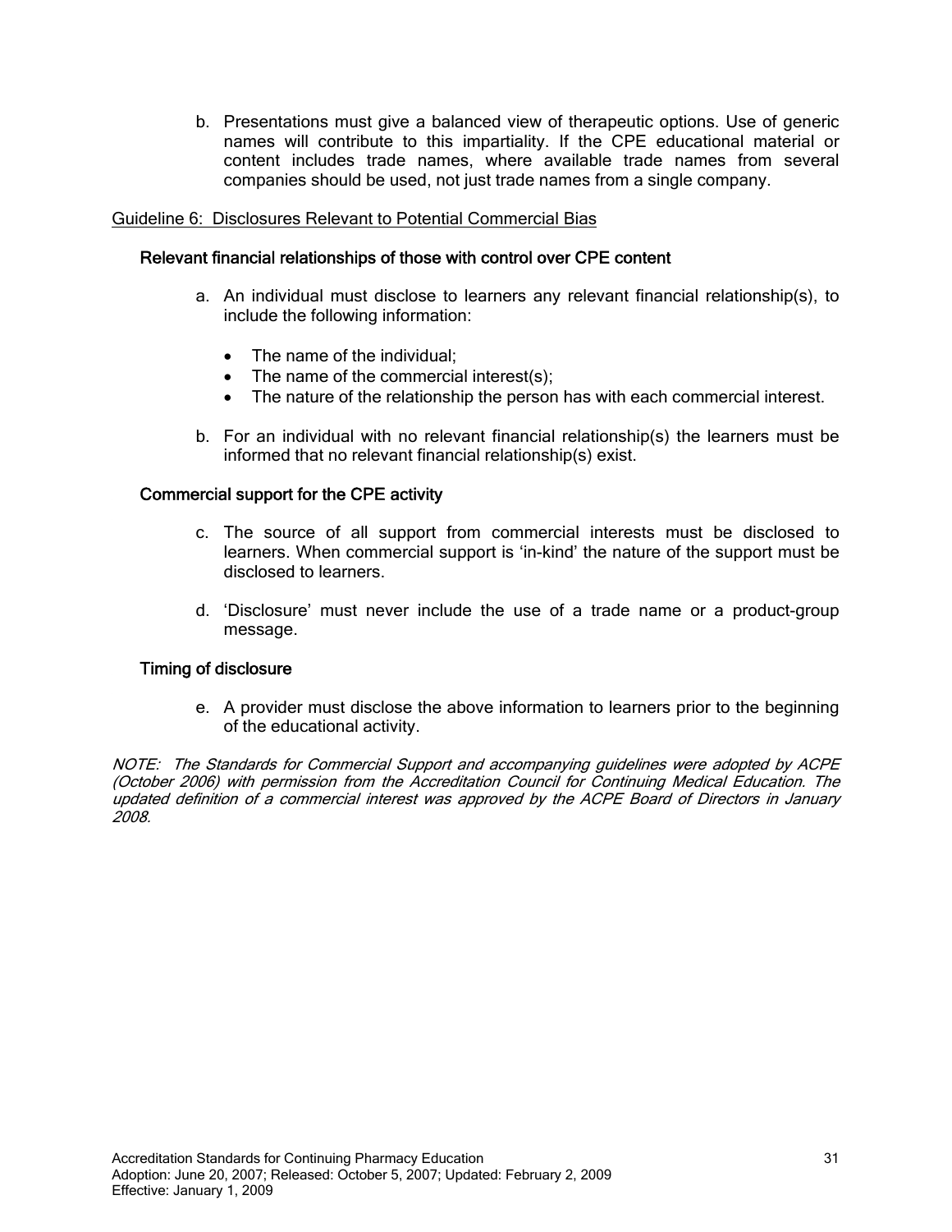b. Presentations must give a balanced view of therapeutic options. Use of generic names will contribute to this impartiality. If the CPE educational material or content includes trade names, where available trade names from several companies should be used, not just trade names from a single company.

Guideline 6: Disclosures Relevant to Potential Commercial Bias

**Relevant financial relationships of those with control over CPE content**

a. An individual must disclose to learners any relevant financial relationship(s), to include the following information:

- The name of the individual;
- The name of the commercial interest(s);
- The nature of the relationship the person has with each commercial interest.

b. For an individual with no relevant financial relationship(s) the learners must be informed that no relevant financial relationship(s) exist.

**Commercial support for the CPE activity**

c. The source of all support from commercial interests must be disclosed to learners. When commercial support is 'in-kind' the nature of the support must be disclosed to learners.

d. 'Disclosure' must never include the use of a trade name or a product-group message.

**Timing of disclosure**

e. A provider must disclose the above information to learners prior to the beginning of the educational activity.

*NOTE: The Standards for Commercial Support and accompanying guidelines were adopted by ACPE (October 2006) with permission from the Accreditation Council for Continuing Medical Education. The updated definition of a commercial interest was approved by the ACPE Board of Directors in January 2008.*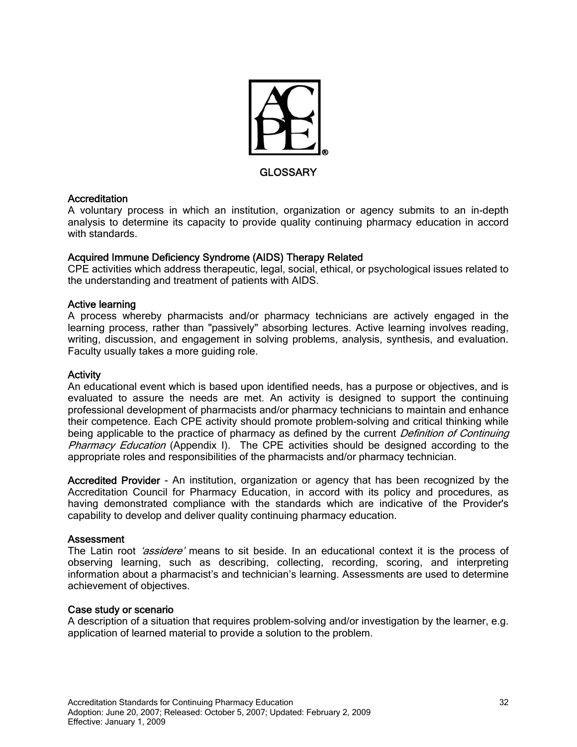# GLOSSARY

**Accreditation**
A voluntary process in which an institution, organization or agency submits to an in-depth analysis to determine its capacity to provide quality continuing pharmacy education in accord with standards.

**Acquired Immune Deficiency Syndrome (AIDS) Therapy Related**
CPE activities which address therapeutic, legal, social, ethical, or psychological issues related to the understanding and treatment of patients with AIDS.

**Active learning**
A process whereby pharmacists and/or pharmacy technicians are actively engaged in the learning process, rather than "passively" absorbing lectures. Active learning involves reading, writing, discussion, and engagement in solving problems, analysis, synthesis, and evaluation. Faculty usually takes a more guiding role.

**Activity**
An educational event which is based upon identified needs, has a purpose or objectives, and is evaluated to assure the needs are met. An activity is designed to support the continuing professional development of pharmacists and/or pharmacy technicians to maintain and enhance their competence. Each CPE activity should promote problem-solving and critical thinking while being applicable to the practice of pharmacy as defined by the current *Definition of Continuing Pharmacy Education* (Appendix I). The CPE activities should be designed according to the appropriate roles and responsibilities of the pharmacists and/or pharmacy technician.

**Accredited Provider** - An institution, organization or agency that has been recognized by the Accreditation Council for Pharmacy Education, in accord with its policy and procedures, as having demonstrated compliance with the standards which are indicative of the Provider's capability to develop and deliver quality continuing pharmacy education.

**Assessment**
The Latin root *'assidere'* means to sit beside. In an educational context it is the process of observing learning, such as describing, collecting, recording, scoring, and interpreting information about a pharmacist's and technician's learning. Assessments are used to determine achievement of objectives.

**Case study or scenario**
A description of a situation that requires problem-solving and/or investigation by the learner, e.g. application of learned material to provide a solution to the problem.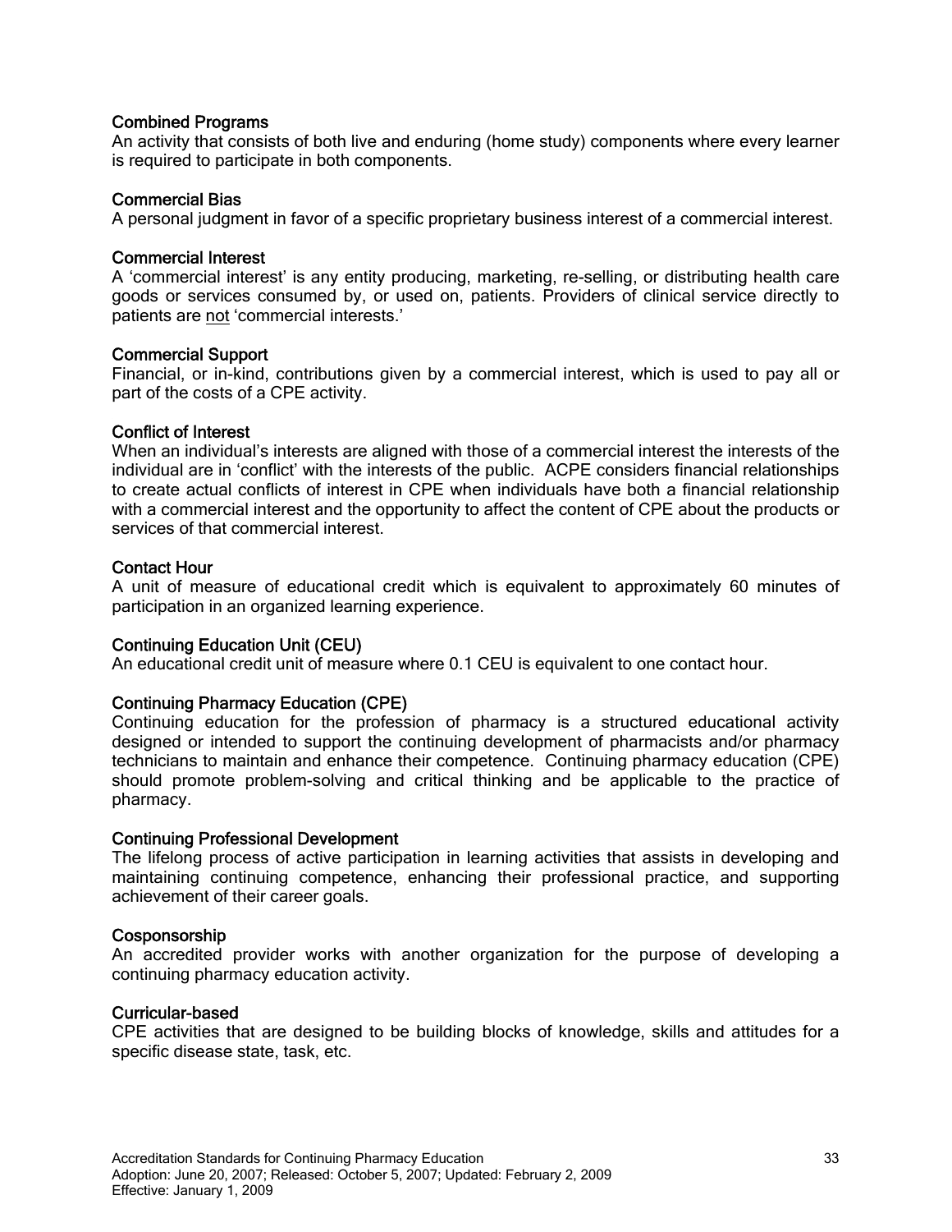### Combined Programs
An activity that consists of both live and enduring (home study) components where every learner is required to participate in both components.

### Commercial Bias
A personal judgment in favor of a specific proprietary business interest of a commercial interest.

### Commercial Interest
A 'commercial interest' is any entity producing, marketing, re-selling, or distributing health care goods or services consumed by, or used on, patients. Providers of clinical service directly to patients are not 'commercial interests.'

### Commercial Support
Financial, or in-kind, contributions given by a commercial interest, which is used to pay all or part of the costs of a CPE activity.

### Conflict of Interest
When an individual's interests are aligned with those of a commercial interest the interests of the individual are in 'conflict' with the interests of the public. ACPE considers financial relationships to create actual conflicts of interest in CPE when individuals have both a financial relationship with a commercial interest and the opportunity to affect the content of CPE about the products or services of that commercial interest.

### Contact Hour
A unit of measure of educational credit which is equivalent to approximately 60 minutes of participation in an organized learning experience.

### Continuing Education Unit (CEU)
An educational credit unit of measure where 0.1 CEU is equivalent to one contact hour.

### Continuing Pharmacy Education (CPE)
Continuing education for the profession of pharmacy is a structured educational activity designed or intended to support the continuing development of pharmacists and/or pharmacy technicians to maintain and enhance their competence. Continuing pharmacy education (CPE) should promote problem-solving and critical thinking and be applicable to the practice of pharmacy.

### Continuing Professional Development
The lifelong process of active participation in learning activities that assists in developing and maintaining continuing competence, enhancing their professional practice, and supporting achievement of their career goals.

### Cosponsorship
An accredited provider works with another organization for the purpose of developing a continuing pharmacy education activity.

### Curricular-based
CPE activities that are designed to be building blocks of knowledge, skills and attitudes for a specific disease state, task, etc.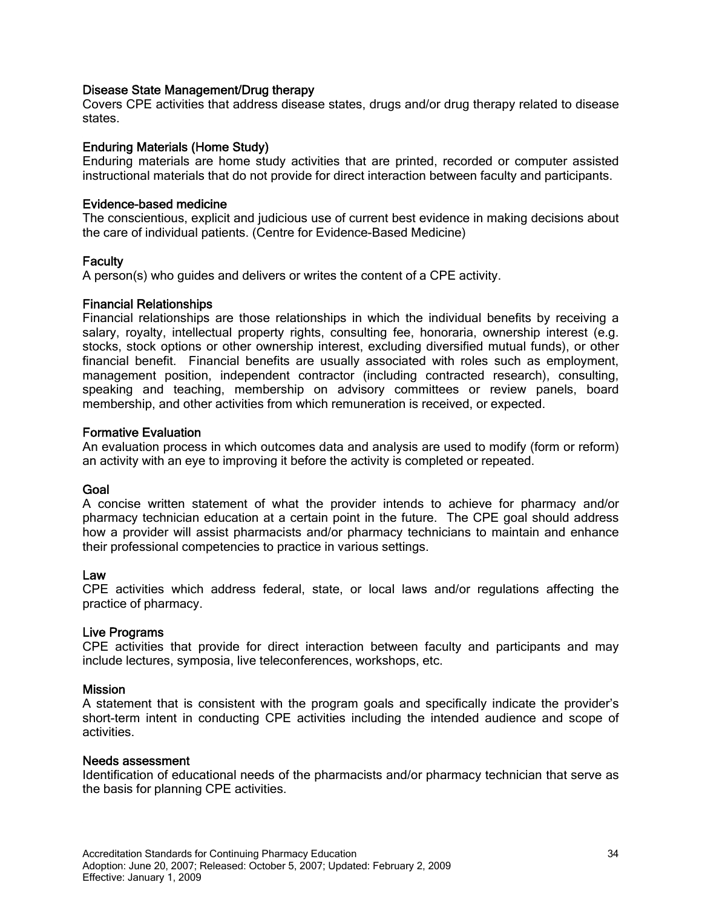**Disease State Management/Drug therapy**
Covers CPE activities that address disease states, drugs and/or drug therapy related to disease states.

**Enduring Materials (Home Study)**
Enduring materials are home study activities that are printed, recorded or computer assisted instructional materials that do not provide for direct interaction between faculty and participants.

**Evidence-based medicine**
The conscientious, explicit and judicious use of current best evidence in making decisions about the care of individual patients. (Centre for Evidence-Based Medicine)

**Faculty**
A person(s) who guides and delivers or writes the content of a CPE activity.

**Financial Relationships**
Financial relationships are those relationships in which the individual benefits by receiving a salary, royalty, intellectual property rights, consulting fee, honoraria, ownership interest (e.g. stocks, stock options or other ownership interest, excluding diversified mutual funds), or other financial benefit. Financial benefits are usually associated with roles such as employment, management position, independent contractor (including contracted research), consulting, speaking and teaching, membership on advisory committees or review panels, board membership, and other activities from which remuneration is received, or expected.

**Formative Evaluation**
An evaluation process in which outcomes data and analysis are used to modify (form or reform) an activity with an eye to improving it before the activity is completed or repeated.

**Goal**
A concise written statement of what the provider intends to achieve for pharmacy and/or pharmacy technician education at a certain point in the future. The CPE goal should address how a provider will assist pharmacists and/or pharmacy technicians to maintain and enhance their professional competencies to practice in various settings.

**Law**
CPE activities which address federal, state, or local laws and/or regulations affecting the practice of pharmacy.

**Live Programs**
CPE activities that provide for direct interaction between faculty and participants and may include lectures, symposia, live teleconferences, workshops, etc.

**Mission**
A statement that is consistent with the program goals and specifically indicate the provider's short-term intent in conducting CPE activities including the intended audience and scope of activities.

**Needs assessment**
Identification of educational needs of the pharmacists and/or pharmacy technician that serve as the basis for planning CPE activities.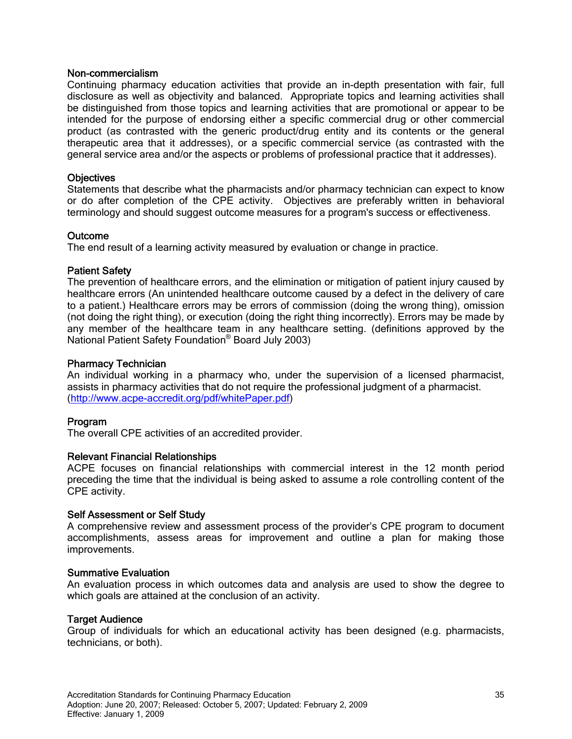### Non-commercialism

Continuing pharmacy education activities that provide an in-depth presentation with fair, full disclosure as well as objectivity and balanced. Appropriate topics and learning activities shall be distinguished from those topics and learning activities that are promotional or appear to be intended for the purpose of endorsing either a specific commercial drug or other commercial product (as contrasted with the generic product/drug entity and its contents or the general therapeutic area that it addresses), or a specific commercial service (as contrasted with the general service area and/or the aspects or problems of professional practice that it addresses).

### Objectives

Statements that describe what the pharmacists and/or pharmacy technician can expect to know or do after completion of the CPE activity. Objectives are preferably written in behavioral terminology and should suggest outcome measures for a program's success or effectiveness.

### Outcome

The end result of a learning activity measured by evaluation or change in practice.

### Patient Safety

The prevention of healthcare errors, and the elimination or mitigation of patient injury caused by healthcare errors (An unintended healthcare outcome caused by a defect in the delivery of care to a patient.) Healthcare errors may be errors of commission (doing the wrong thing), omission (not doing the right thing), or execution (doing the right thing incorrectly). Errors may be made by any member of the healthcare team in any healthcare setting. (definitions approved by the National Patient Safety Foundation® Board July 2003)

### Pharmacy Technician

An individual working in a pharmacy who, under the supervision of a licensed pharmacist, assists in pharmacy activities that do not require the professional judgment of a pharmacist. (http://www.acpe-accredit.org/pdf/whitePaper.pdf)

### Program

The overall CPE activities of an accredited provider.

### Relevant Financial Relationships

ACPE focuses on financial relationships with commercial interest in the 12 month period preceding the time that the individual is being asked to assume a role controlling content of the CPE activity.

### Self Assessment or Self Study

A comprehensive review and assessment process of the provider's CPE program to document accomplishments, assess areas for improvement and outline a plan for making those improvements.

### Summative Evaluation

An evaluation process in which outcomes data and analysis are used to show the degree to which goals are attained at the conclusion of an activity.

### Target Audience

Group of individuals for which an educational activity has been designed (e.g. pharmacists, technicians, or both).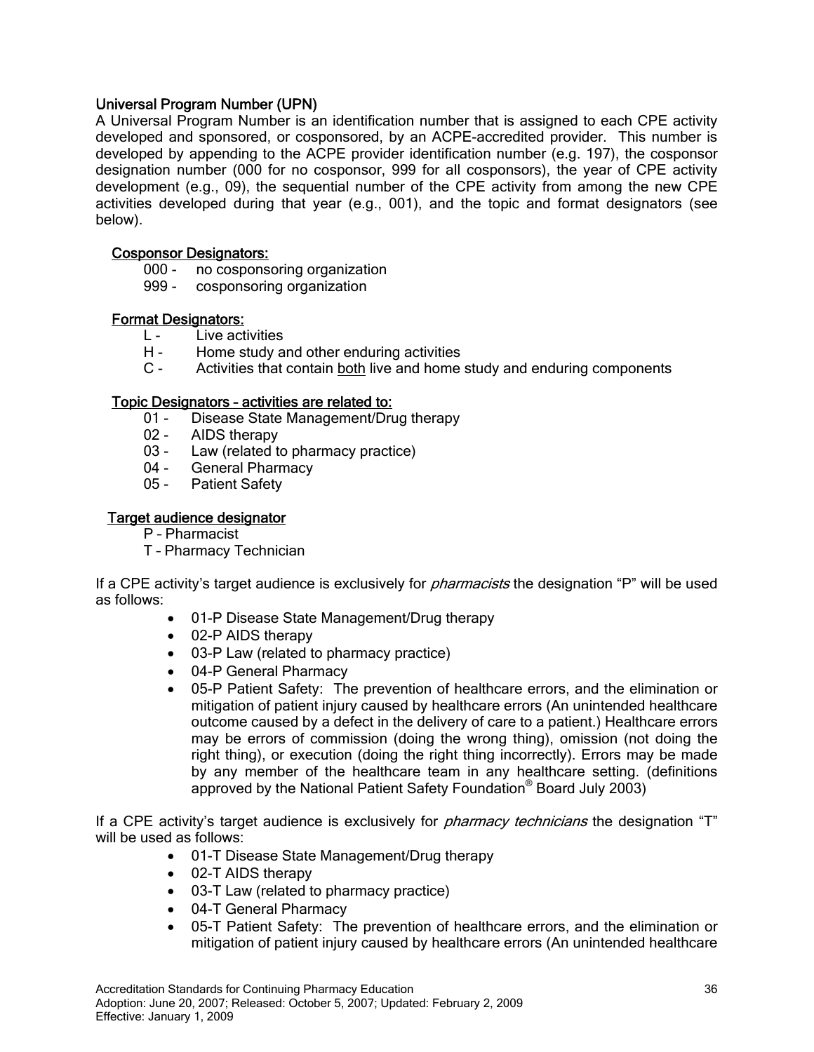### Universal Program Number (UPN)

A Universal Program Number is an identification number that is assigned to each CPE activity developed and sponsored, or cosponsored, by an ACPE-accredited provider. This number is developed by appending to the ACPE provider identification number (e.g. 197), the cosponsor designation number (000 for no cosponsor, 999 for all cosponsors), the year of CPE activity development (e.g., 09), the sequential number of the CPE activity from among the new CPE activities developed during that year (e.g., 001), and the topic and format designators (see below).

**Cosponsor Designators:**

- 000 - no cosponsoring organization
- 999 - cosponsoring organization

**Format Designators:**

- L - Live activities
- H - Home study and other enduring activities
- C - Activities that contain both live and home study and enduring components

**Topic Designators – activities are related to:**

- 01 - Disease State Management/Drug therapy
- 02 - AIDS therapy
- 03 - Law (related to pharmacy practice)
- 04 - General Pharmacy
- 05 - Patient Safety

**Target audience designator**

- P – Pharmacist
- T – Pharmacy Technician

If a CPE activity's target audience is exclusively for *pharmacists* the designation "P" will be used as follows:

- 01-P Disease State Management/Drug therapy
- 02-P AIDS therapy
- 03-P Law (related to pharmacy practice)
- 04-P General Pharmacy
- 05-P Patient Safety: The prevention of healthcare errors, and the elimination or mitigation of patient injury caused by healthcare errors (An unintended healthcare outcome caused by a defect in the delivery of care to a patient.) Healthcare errors may be errors of commission (doing the wrong thing), omission (not doing the right thing), or execution (doing the right thing incorrectly). Errors may be made by any member of the healthcare team in any healthcare setting. (definitions approved by the National Patient Safety Foundation® Board July 2003)

If a CPE activity's target audience is exclusively for *pharmacy technicians* the designation "T" will be used as follows:

- 01-T Disease State Management/Drug therapy
- 02-T AIDS therapy
- 03-T Law (related to pharmacy practice)
- 04-T General Pharmacy
- 05-T Patient Safety: The prevention of healthcare errors, and the elimination or mitigation of patient injury caused by healthcare errors (An unintended healthcare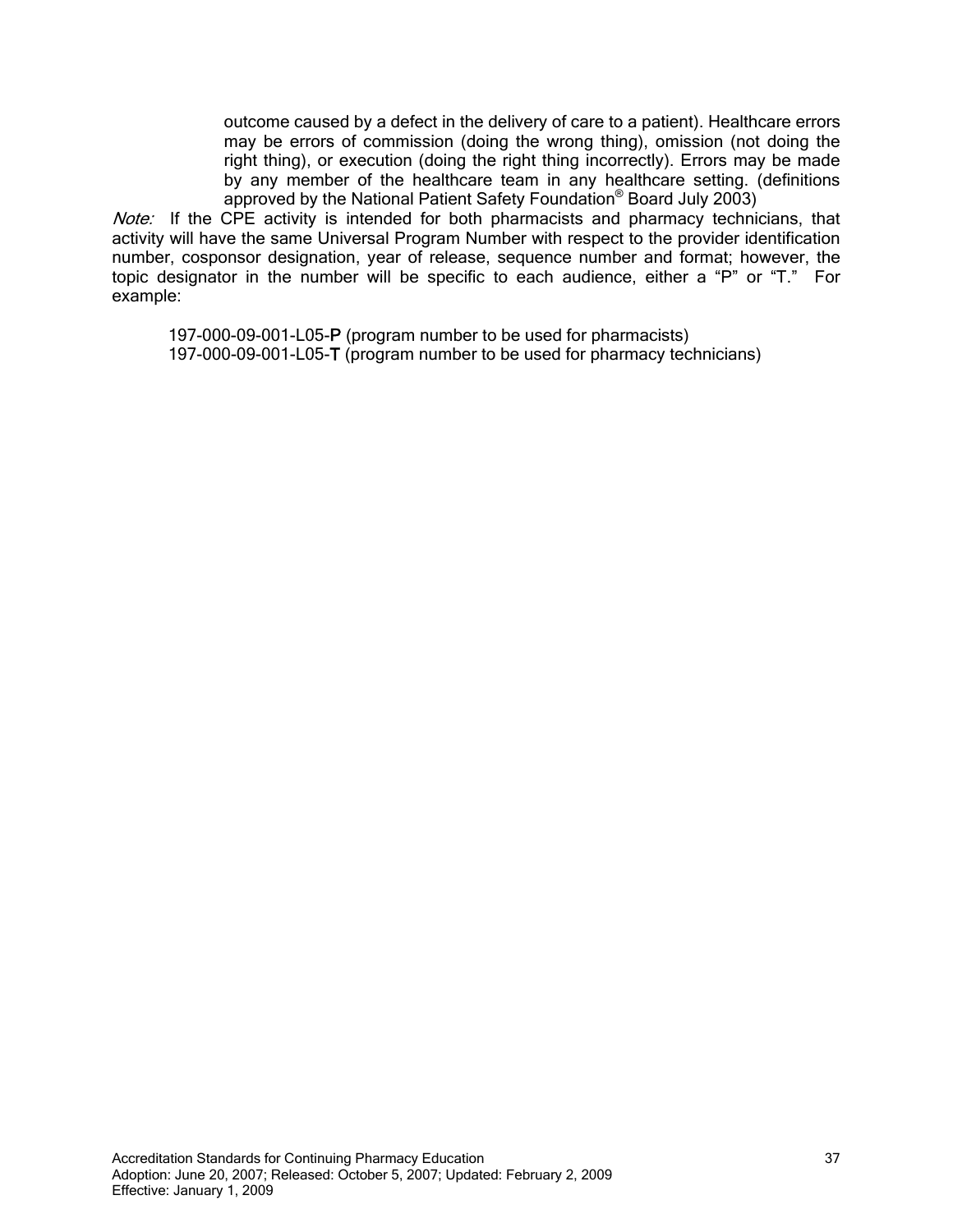outcome caused by a defect in the delivery of care to a patient). Healthcare errors may be errors of commission (doing the wrong thing), omission (not doing the right thing), or execution (doing the right thing incorrectly). Errors may be made by any member of the healthcare team in any healthcare setting. (definitions approved by the National Patient Safety Foundation® Board July 2003)

*Note:* If the CPE activity is intended for both pharmacists and pharmacy technicians, that activity will have the same Universal Program Number with respect to the provider identification number, cosponsor designation, year of release, sequence number and format; however, the topic designator in the number will be specific to each audience, either a "P" or "T." For example:

197-000-09-001-L05-**P** (program number to be used for pharmacists)
197-000-09-001-L05-**T** (program number to be used for pharmacy technicians)